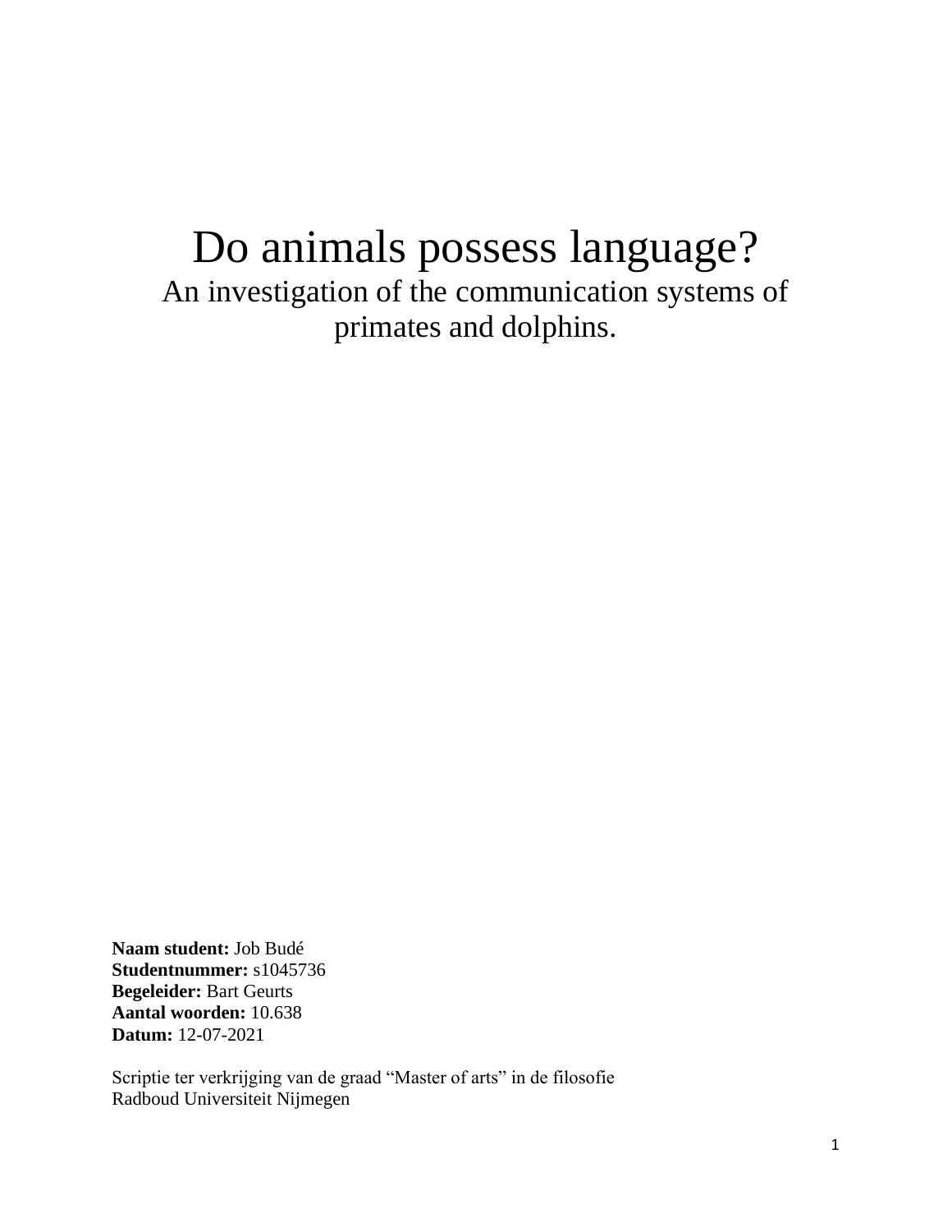# Do animals possess language?

## An investigation of the communication systems of primates and dolphins.

**Naam student:** Job Budé
**Studentnummer:** s1045736
**Begeleider:** Bart Geurts
**Aantal woorden:** 10.638
**Datum:** 12-07-2021

Scriptie ter verkrijging van de graad “Master of arts” in de filosofie
Radboud Universiteit Nijmegen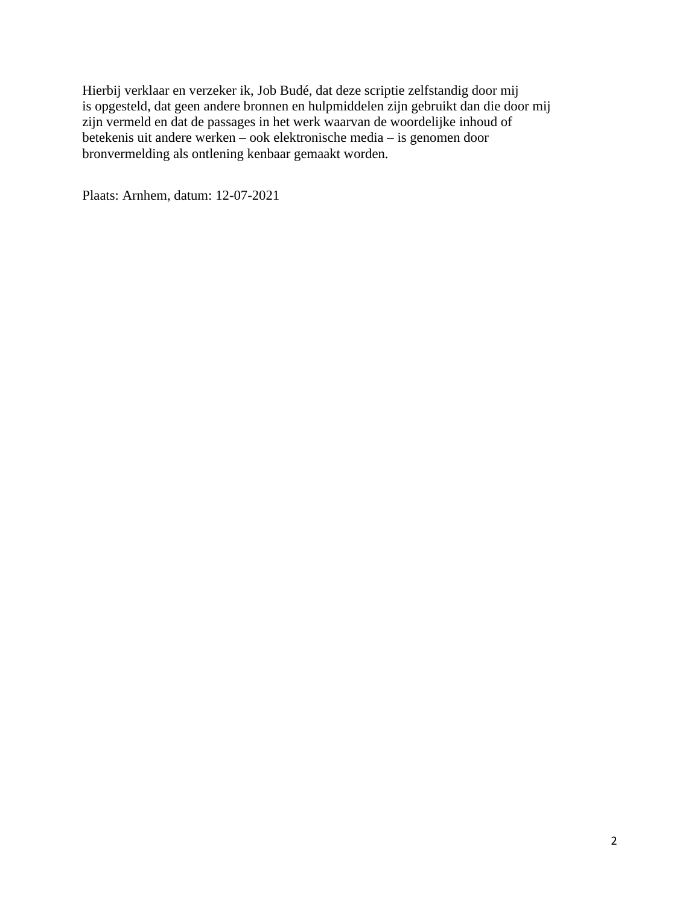Hierbij verklaar en verzeker ik, Job Budé, dat deze scriptie zelfstandig door mij is opgesteld, dat geen andere bronnen en hulpmiddelen zijn gebruikt dan die door mij zijn vermeld en dat de passages in het werk waarvan de woordelijke inhoud of betekenis uit andere werken – ook elektronische media – is genomen door bronvermelding als ontlening kenbaar gemaakt worden.

Plaats: Arnhem, datum: 12-07-2021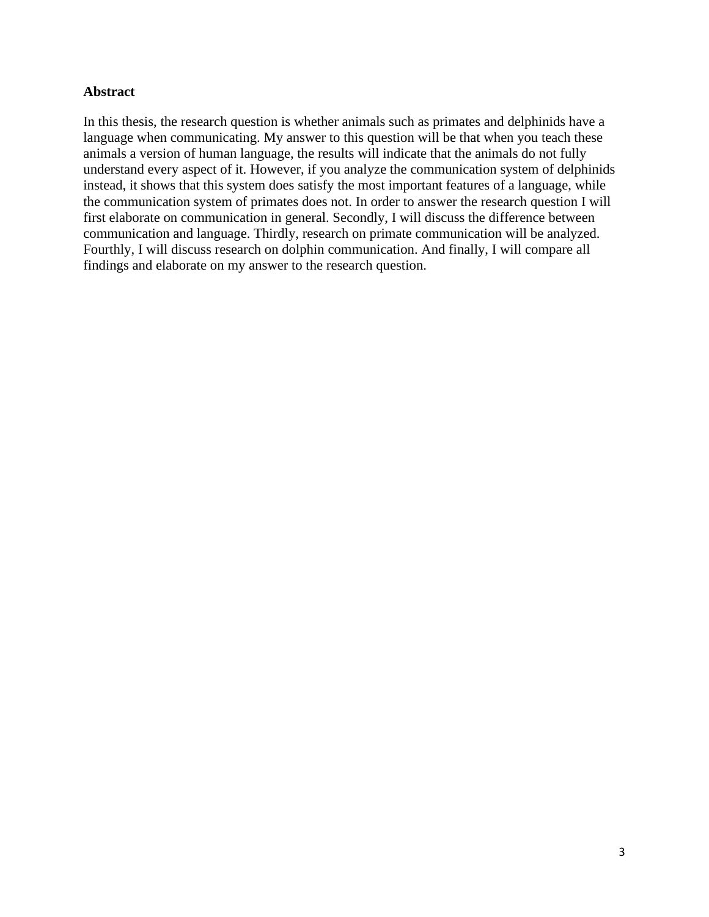**Abstract**

In this thesis, the research question is whether animals such as primates and delphinids have a language when communicating. My answer to this question will be that when you teach these animals a version of human language, the results will indicate that the animals do not fully understand every aspect of it. However, if you analyze the communication system of delphinids instead, it shows that this system does satisfy the most important features of a language, while the communication system of primates does not. In order to answer the research question I will first elaborate on communication in general. Secondly, I will discuss the difference between communication and language. Thirdly, research on primate communication will be analyzed. Fourthly, I will discuss research on dolphin communication. And finally, I will compare all findings and elaborate on my answer to the research question.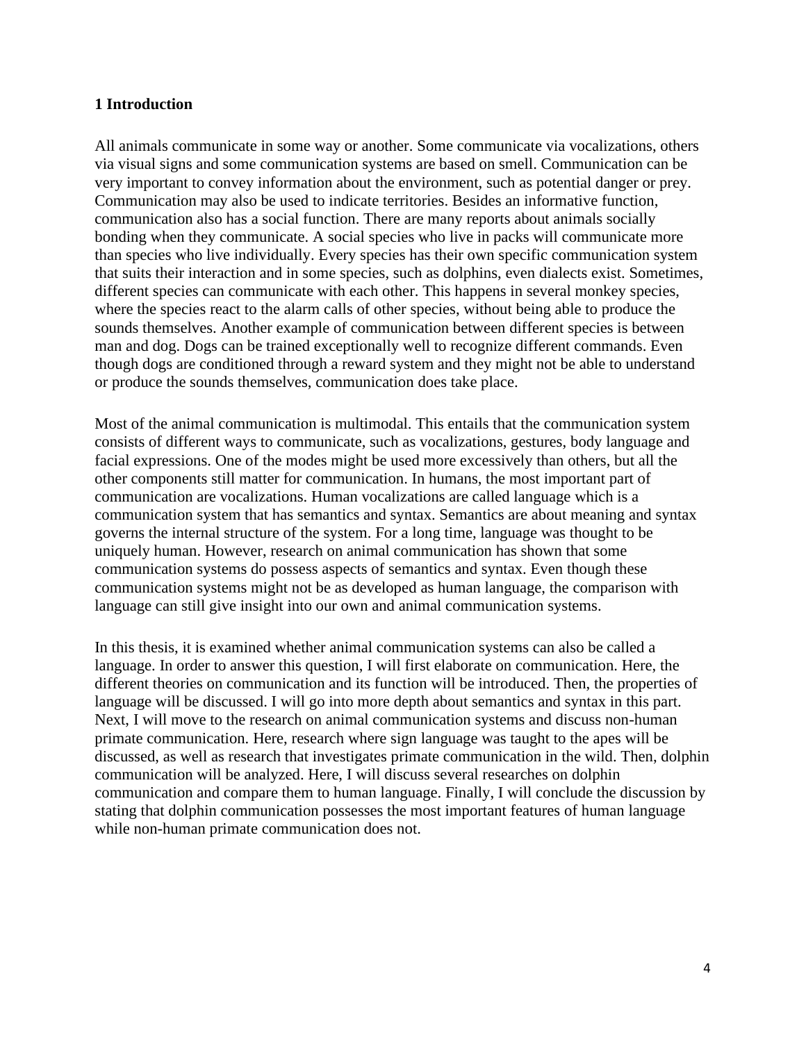# 1 Introduction

All animals communicate in some way or another. Some communicate via vocalizations, others via visual signs and some communication systems are based on smell. Communication can be very important to convey information about the environment, such as potential danger or prey. Communication may also be used to indicate territories. Besides an informative function, communication also has a social function. There are many reports about animals socially bonding when they communicate. A social species who live in packs will communicate more than species who live individually. Every species has their own specific communication system that suits their interaction and in some species, such as dolphins, even dialects exist. Sometimes, different species can communicate with each other. This happens in several monkey species, where the species react to the alarm calls of other species, without being able to produce the sounds themselves. Another example of communication between different species is between man and dog. Dogs can be trained exceptionally well to recognize different commands. Even though dogs are conditioned through a reward system and they might not be able to understand or produce the sounds themselves, communication does take place.

Most of the animal communication is multimodal. This entails that the communication system consists of different ways to communicate, such as vocalizations, gestures, body language and facial expressions. One of the modes might be used more excessively than others, but all the other components still matter for communication. In humans, the most important part of communication are vocalizations. Human vocalizations are called language which is a communication system that has semantics and syntax. Semantics are about meaning and syntax governs the internal structure of the system. For a long time, language was thought to be uniquely human. However, research on animal communication has shown that some communication systems do possess aspects of semantics and syntax. Even though these communication systems might not be as developed as human language, the comparison with language can still give insight into our own and animal communication systems.

In this thesis, it is examined whether animal communication systems can also be called a language. In order to answer this question, I will first elaborate on communication. Here, the different theories on communication and its function will be introduced. Then, the properties of language will be discussed. I will go into more depth about semantics and syntax in this part. Next, I will move to the research on animal communication systems and discuss non-human primate communication. Here, research where sign language was taught to the apes will be discussed, as well as research that investigates primate communication in the wild. Then, dolphin communication will be analyzed. Here, I will discuss several researches on dolphin communication and compare them to human language. Finally, I will conclude the discussion by stating that dolphin communication possesses the most important features of human language while non-human primate communication does not.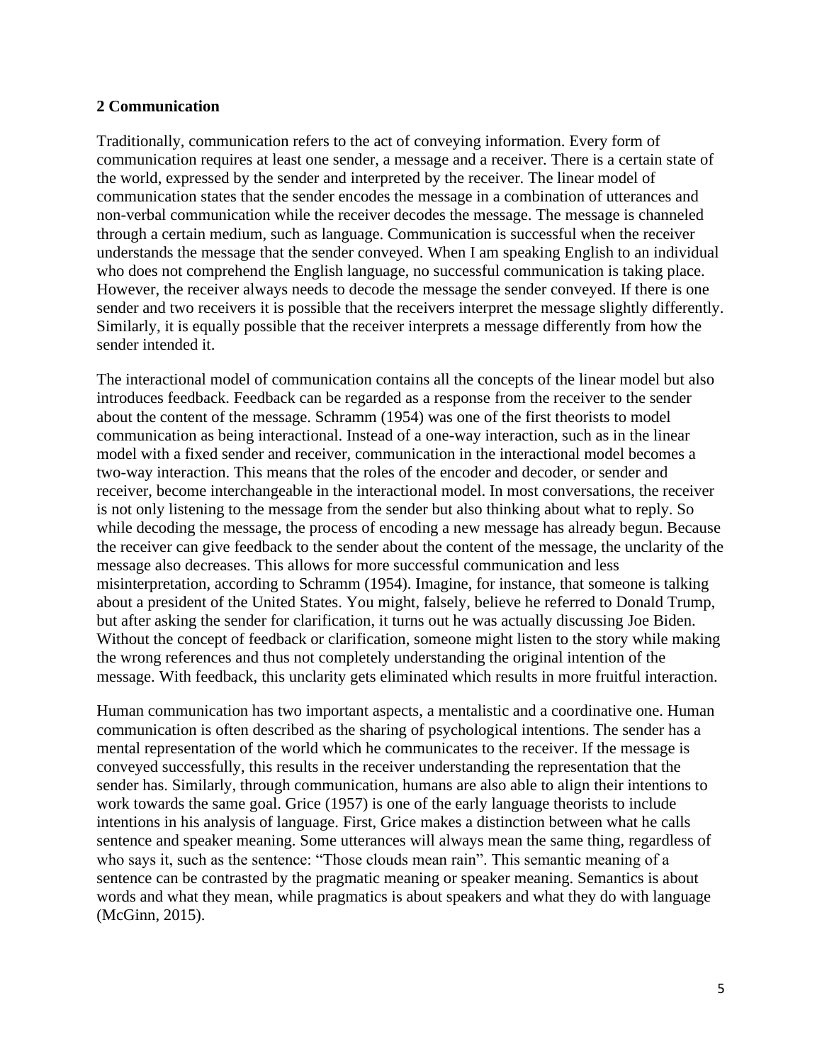## 2 Communication

Traditionally, communication refers to the act of conveying information. Every form of communication requires at least one sender, a message and a receiver. There is a certain state of the world, expressed by the sender and interpreted by the receiver. The linear model of communication states that the sender encodes the message in a combination of utterances and non-verbal communication while the receiver decodes the message. The message is channeled through a certain medium, such as language. Communication is successful when the receiver understands the message that the sender conveyed. When I am speaking English to an individual who does not comprehend the English language, no successful communication is taking place. However, the receiver always needs to decode the message the sender conveyed. If there is one sender and two receivers it is possible that the receivers interpret the message slightly differently. Similarly, it is equally possible that the receiver interprets a message differently from how the sender intended it.

The interactional model of communication contains all the concepts of the linear model but also introduces feedback. Feedback can be regarded as a response from the receiver to the sender about the content of the message. Schramm (1954) was one of the first theorists to model communication as being interactional. Instead of a one-way interaction, such as in the linear model with a fixed sender and receiver, communication in the interactional model becomes a two-way interaction. This means that the roles of the encoder and decoder, or sender and receiver, become interchangeable in the interactional model. In most conversations, the receiver is not only listening to the message from the sender but also thinking about what to reply. So while decoding the message, the process of encoding a new message has already begun. Because the receiver can give feedback to the sender about the content of the message, the unclarity of the message also decreases. This allows for more successful communication and less misinterpretation, according to Schramm (1954). Imagine, for instance, that someone is talking about a president of the United States. You might, falsely, believe he referred to Donald Trump, but after asking the sender for clarification, it turns out he was actually discussing Joe Biden. Without the concept of feedback or clarification, someone might listen to the story while making the wrong references and thus not completely understanding the original intention of the message. With feedback, this unclarity gets eliminated which results in more fruitful interaction.

Human communication has two important aspects, a mentalistic and a coordinative one. Human communication is often described as the sharing of psychological intentions. The sender has a mental representation of the world which he communicates to the receiver. If the message is conveyed successfully, this results in the receiver understanding the representation that the sender has. Similarly, through communication, humans are also able to align their intentions to work towards the same goal. Grice (1957) is one of the early language theorists to include intentions in his analysis of language. First, Grice makes a distinction between what he calls sentence and speaker meaning. Some utterances will always mean the same thing, regardless of who says it, such as the sentence: "Those clouds mean rain". This semantic meaning of a sentence can be contrasted by the pragmatic meaning or speaker meaning. Semantics is about words and what they mean, while pragmatics is about speakers and what they do with language (McGinn, 2015).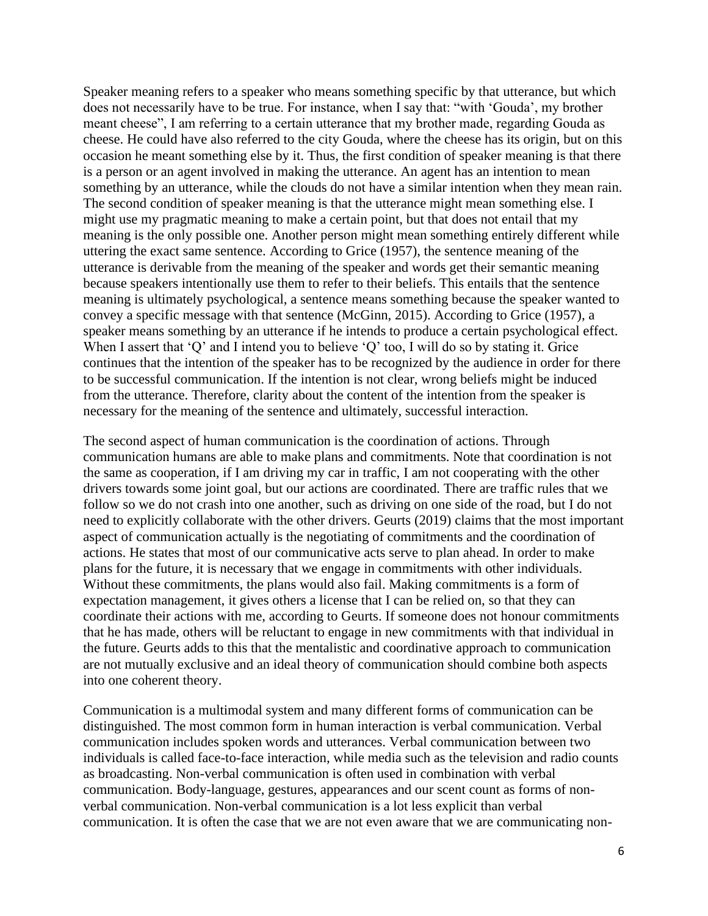Speaker meaning refers to a speaker who means something specific by that utterance, but which does not necessarily have to be true. For instance, when I say that: "with 'Gouda', my brother meant cheese", I am referring to a certain utterance that my brother made, regarding Gouda as cheese. He could have also referred to the city Gouda, where the cheese has its origin, but on this occasion he meant something else by it. Thus, the first condition of speaker meaning is that there is a person or an agent involved in making the utterance. An agent has an intention to mean something by an utterance, while the clouds do not have a similar intention when they mean rain. The second condition of speaker meaning is that the utterance might mean something else. I might use my pragmatic meaning to make a certain point, but that does not entail that my meaning is the only possible one. Another person might mean something entirely different while uttering the exact same sentence. According to Grice (1957), the sentence meaning of the utterance is derivable from the meaning of the speaker and words get their semantic meaning because speakers intentionally use them to refer to their beliefs. This entails that the sentence meaning is ultimately psychological, a sentence means something because the speaker wanted to convey a specific message with that sentence (McGinn, 2015). According to Grice (1957), a speaker means something by an utterance if he intends to produce a certain psychological effect. When I assert that 'Q' and I intend you to believe 'Q' too, I will do so by stating it. Grice continues that the intention of the speaker has to be recognized by the audience in order for there to be successful communication. If the intention is not clear, wrong beliefs might be induced from the utterance. Therefore, clarity about the content of the intention from the speaker is necessary for the meaning of the sentence and ultimately, successful interaction.

The second aspect of human communication is the coordination of actions. Through communication humans are able to make plans and commitments. Note that coordination is not the same as cooperation, if I am driving my car in traffic, I am not cooperating with the other drivers towards some joint goal, but our actions are coordinated. There are traffic rules that we follow so we do not crash into one another, such as driving on one side of the road, but I do not need to explicitly collaborate with the other drivers. Geurts (2019) claims that the most important aspect of communication actually is the negotiating of commitments and the coordination of actions. He states that most of our communicative acts serve to plan ahead. In order to make plans for the future, it is necessary that we engage in commitments with other individuals. Without these commitments, the plans would also fail. Making commitments is a form of expectation management, it gives others a license that I can be relied on, so that they can coordinate their actions with me, according to Geurts. If someone does not honour commitments that he has made, others will be reluctant to engage in new commitments with that individual in the future. Geurts adds to this that the mentalistic and coordinative approach to communication are not mutually exclusive and an ideal theory of communication should combine both aspects into one coherent theory.

Communication is a multimodal system and many different forms of communication can be distinguished. The most common form in human interaction is verbal communication. Verbal communication includes spoken words and utterances. Verbal communication between two individuals is called face-to-face interaction, while media such as the television and radio counts as broadcasting. Non-verbal communication is often used in combination with verbal communication. Body-language, gestures, appearances and our scent count as forms of non-verbal communication. Non-verbal communication is a lot less explicit than verbal communication. It is often the case that we are not even aware that we are communicating non-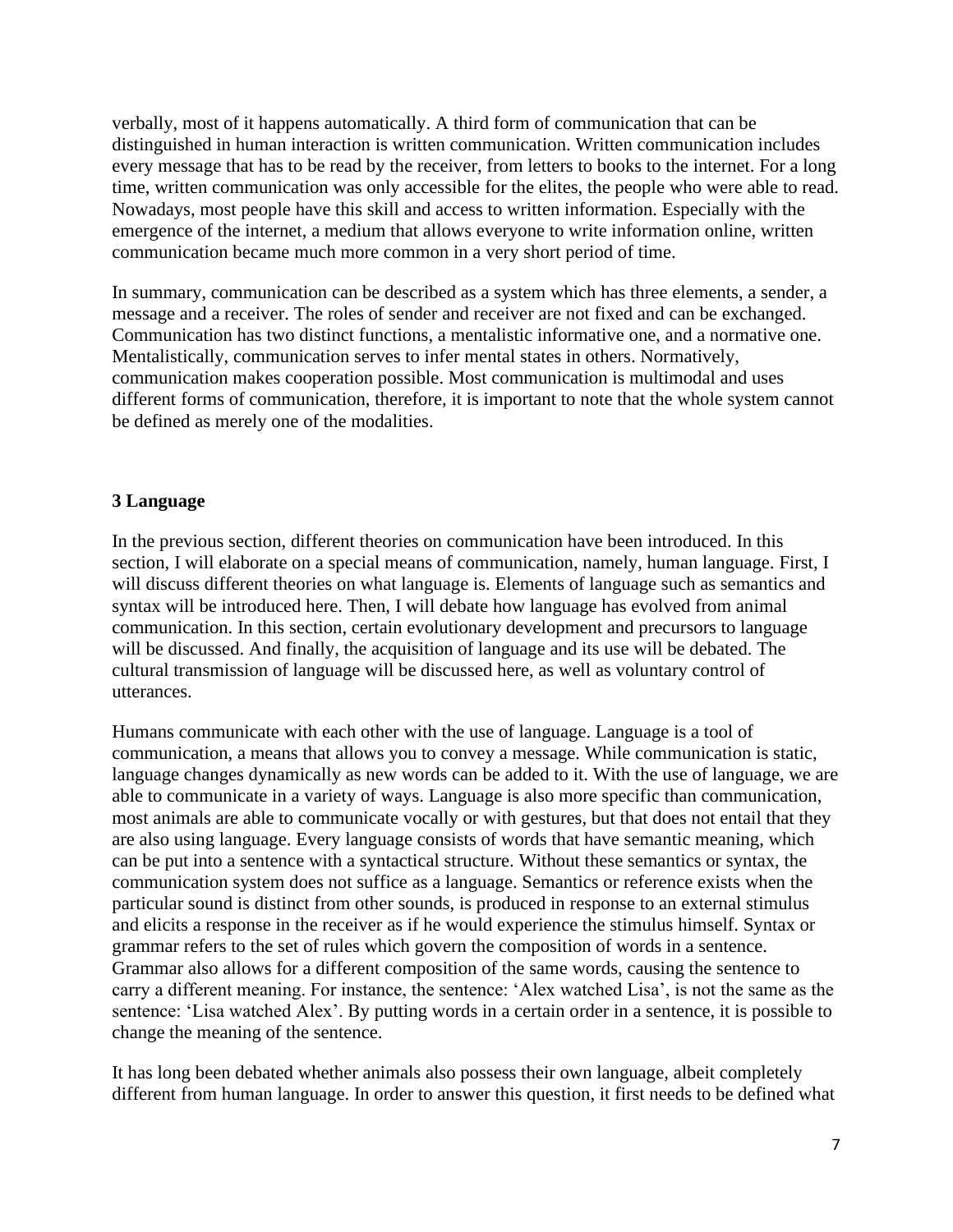verbally, most of it happens automatically. A third form of communication that can be distinguished in human interaction is written communication. Written communication includes every message that has to be read by the receiver, from letters to books to the internet. For a long time, written communication was only accessible for the elites, the people who were able to read. Nowadays, most people have this skill and access to written information. Especially with the emergence of the internet, a medium that allows everyone to write information online, written communication became much more common in a very short period of time.

In summary, communication can be described as a system which has three elements, a sender, a message and a receiver. The roles of sender and receiver are not fixed and can be exchanged. Communication has two distinct functions, a mentalistic informative one, and a normative one. Mentalistically, communication serves to infer mental states in others. Normatively, communication makes cooperation possible. Most communication is multimodal and uses different forms of communication, therefore, it is important to note that the whole system cannot be defined as merely one of the modalities.

## 3 Language

In the previous section, different theories on communication have been introduced. In this section, I will elaborate on a special means of communication, namely, human language. First, I will discuss different theories on what language is. Elements of language such as semantics and syntax will be introduced here. Then, I will debate how language has evolved from animal communication. In this section, certain evolutionary development and precursors to language will be discussed. And finally, the acquisition of language and its use will be debated. The cultural transmission of language will be discussed here, as well as voluntary control of utterances.

Humans communicate with each other with the use of language. Language is a tool of communication, a means that allows you to convey a message. While communication is static, language changes dynamically as new words can be added to it. With the use of language, we are able to communicate in a variety of ways. Language is also more specific than communication, most animals are able to communicate vocally or with gestures, but that does not entail that they are also using language. Every language consists of words that have semantic meaning, which can be put into a sentence with a syntactical structure. Without these semantics or syntax, the communication system does not suffice as a language. Semantics or reference exists when the particular sound is distinct from other sounds, is produced in response to an external stimulus and elicits a response in the receiver as if he would experience the stimulus himself. Syntax or grammar refers to the set of rules which govern the composition of words in a sentence. Grammar also allows for a different composition of the same words, causing the sentence to carry a different meaning. For instance, the sentence: 'Alex watched Lisa', is not the same as the sentence: 'Lisa watched Alex'. By putting words in a certain order in a sentence, it is possible to change the meaning of the sentence.

It has long been debated whether animals also possess their own language, albeit completely different from human language. In order to answer this question, it first needs to be defined what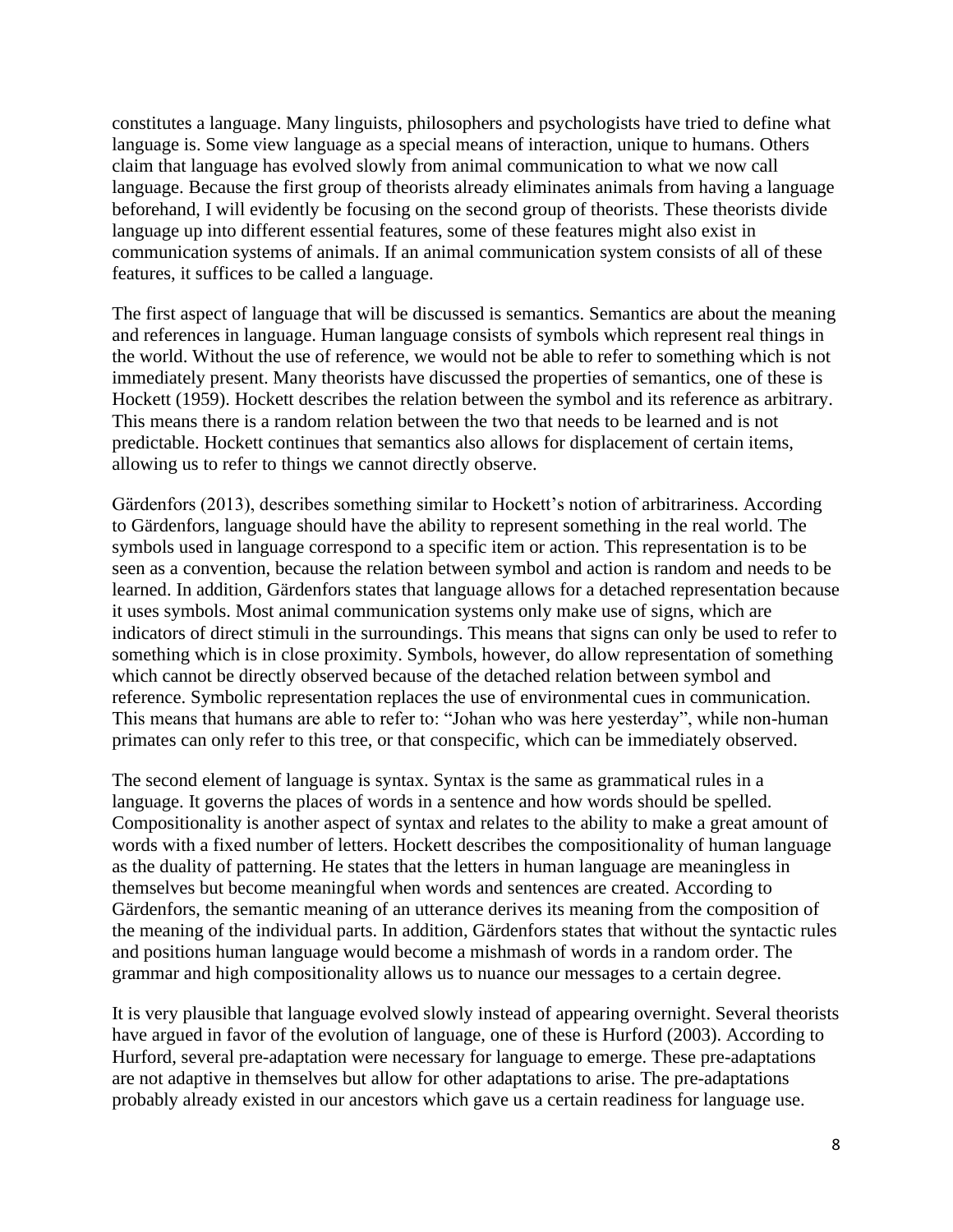constitutes a language. Many linguists, philosophers and psychologists have tried to define what language is. Some view language as a special means of interaction, unique to humans. Others claim that language has evolved slowly from animal communication to what we now call language. Because the first group of theorists already eliminates animals from having a language beforehand, I will evidently be focusing on the second group of theorists. These theorists divide language up into different essential features, some of these features might also exist in communication systems of animals. If an animal communication system consists of all of these features, it suffices to be called a language.

The first aspect of language that will be discussed is semantics. Semantics are about the meaning and references in language. Human language consists of symbols which represent real things in the world. Without the use of reference, we would not be able to refer to something which is not immediately present. Many theorists have discussed the properties of semantics, one of these is Hockett (1959). Hockett describes the relation between the symbol and its reference as arbitrary. This means there is a random relation between the two that needs to be learned and is not predictable. Hockett continues that semantics also allows for displacement of certain items, allowing us to refer to things we cannot directly observe.

Gärdenfors (2013), describes something similar to Hockett's notion of arbitrariness. According to Gärdenfors, language should have the ability to represent something in the real world. The symbols used in language correspond to a specific item or action. This representation is to be seen as a convention, because the relation between symbol and action is random and needs to be learned. In addition, Gärdenfors states that language allows for a detached representation because it uses symbols. Most animal communication systems only make use of signs, which are indicators of direct stimuli in the surroundings. This means that signs can only be used to refer to something which is in close proximity. Symbols, however, do allow representation of something which cannot be directly observed because of the detached relation between symbol and reference. Symbolic representation replaces the use of environmental cues in communication. This means that humans are able to refer to: "Johan who was here yesterday", while non-human primates can only refer to this tree, or that conspecific, which can be immediately observed.

The second element of language is syntax. Syntax is the same as grammatical rules in a language. It governs the places of words in a sentence and how words should be spelled. Compositionality is another aspect of syntax and relates to the ability to make a great amount of words with a fixed number of letters. Hockett describes the compositionality of human language as the duality of patterning. He states that the letters in human language are meaningless in themselves but become meaningful when words and sentences are created. According to Gärdenfors, the semantic meaning of an utterance derives its meaning from the composition of the meaning of the individual parts. In addition, Gärdenfors states that without the syntactic rules and positions human language would become a mishmash of words in a random order. The grammar and high compositionality allows us to nuance our messages to a certain degree.

It is very plausible that language evolved slowly instead of appearing overnight. Several theorists have argued in favor of the evolution of language, one of these is Hurford (2003). According to Hurford, several pre-adaptation were necessary for language to emerge. These pre-adaptations are not adaptive in themselves but allow for other adaptations to arise. The pre-adaptations probably already existed in our ancestors which gave us a certain readiness for language use.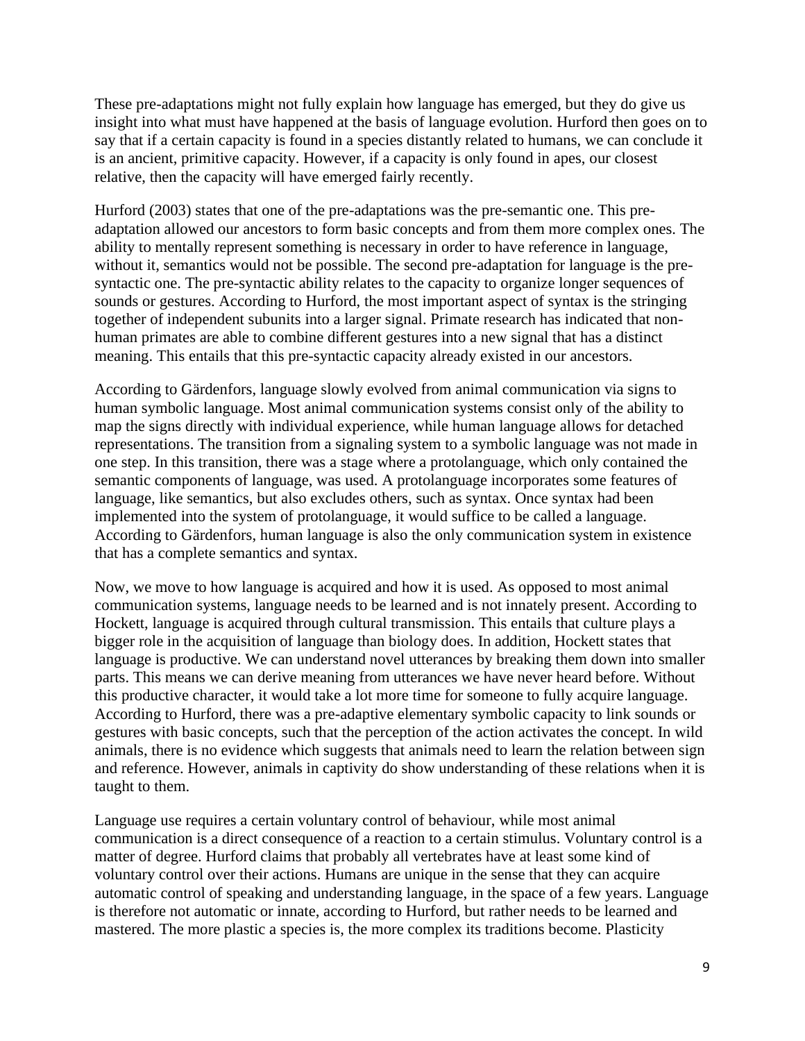These pre-adaptations might not fully explain how language has emerged, but they do give us insight into what must have happened at the basis of language evolution. Hurford then goes on to say that if a certain capacity is found in a species distantly related to humans, we can conclude it is an ancient, primitive capacity. However, if a capacity is only found in apes, our closest relative, then the capacity will have emerged fairly recently.

Hurford (2003) states that one of the pre-adaptations was the pre-semantic one. This pre-adaptation allowed our ancestors to form basic concepts and from them more complex ones. The ability to mentally represent something is necessary in order to have reference in language, without it, semantics would not be possible. The second pre-adaptation for language is the pre-syntactic one. The pre-syntactic ability relates to the capacity to organize longer sequences of sounds or gestures. According to Hurford, the most important aspect of syntax is the stringing together of independent subunits into a larger signal. Primate research has indicated that non-human primates are able to combine different gestures into a new signal that has a distinct meaning. This entails that this pre-syntactic capacity already existed in our ancestors.

According to Gärdenfors, language slowly evolved from animal communication via signs to human symbolic language. Most animal communication systems consist only of the ability to map the signs directly with individual experience, while human language allows for detached representations. The transition from a signaling system to a symbolic language was not made in one step. In this transition, there was a stage where a protolanguage, which only contained the semantic components of language, was used. A protolanguage incorporates some features of language, like semantics, but also excludes others, such as syntax. Once syntax had been implemented into the system of protolanguage, it would suffice to be called a language. According to Gärdenfors, human language is also the only communication system in existence that has a complete semantics and syntax.

Now, we move to how language is acquired and how it is used. As opposed to most animal communication systems, language needs to be learned and is not innately present. According to Hockett, language is acquired through cultural transmission. This entails that culture plays a bigger role in the acquisition of language than biology does. In addition, Hockett states that language is productive. We can understand novel utterances by breaking them down into smaller parts. This means we can derive meaning from utterances we have never heard before. Without this productive character, it would take a lot more time for someone to fully acquire language. According to Hurford, there was a pre-adaptive elementary symbolic capacity to link sounds or gestures with basic concepts, such that the perception of the action activates the concept. In wild animals, there is no evidence which suggests that animals need to learn the relation between sign and reference. However, animals in captivity do show understanding of these relations when it is taught to them.

Language use requires a certain voluntary control of behaviour, while most animal communication is a direct consequence of a reaction to a certain stimulus. Voluntary control is a matter of degree. Hurford claims that probably all vertebrates have at least some kind of voluntary control over their actions. Humans are unique in the sense that they can acquire automatic control of speaking and understanding language, in the space of a few years. Language is therefore not automatic or innate, according to Hurford, but rather needs to be learned and mastered. The more plastic a species is, the more complex its traditions become. Plasticity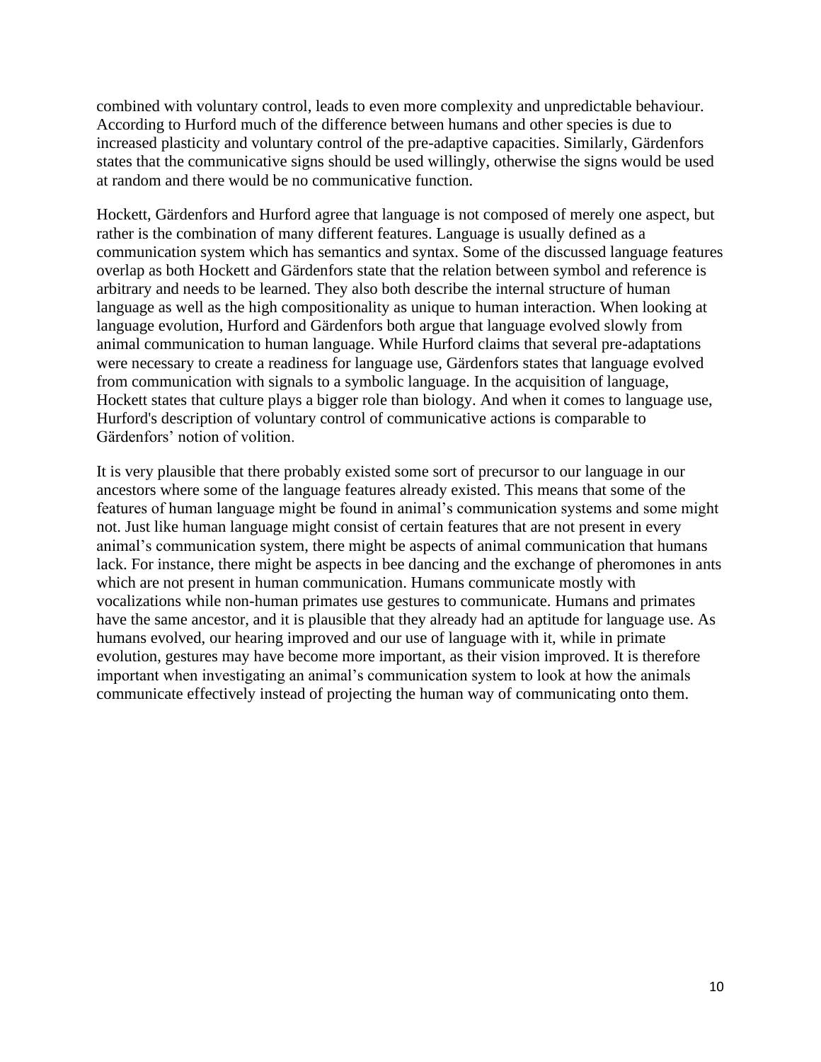combined with voluntary control, leads to even more complexity and unpredictable behaviour. According to Hurford much of the difference between humans and other species is due to increased plasticity and voluntary control of the pre-adaptive capacities. Similarly, Gärdenfors states that the communicative signs should be used willingly, otherwise the signs would be used at random and there would be no communicative function.

Hockett, Gärdenfors and Hurford agree that language is not composed of merely one aspect, but rather is the combination of many different features. Language is usually defined as a communication system which has semantics and syntax. Some of the discussed language features overlap as both Hockett and Gärdenfors state that the relation between symbol and reference is arbitrary and needs to be learned. They also both describe the internal structure of human language as well as the high compositionality as unique to human interaction. When looking at language evolution, Hurford and Gärdenfors both argue that language evolved slowly from animal communication to human language. While Hurford claims that several pre-adaptations were necessary to create a readiness for language use, Gärdenfors states that language evolved from communication with signals to a symbolic language. In the acquisition of language, Hockett states that culture plays a bigger role than biology. And when it comes to language use, Hurford's description of voluntary control of communicative actions is comparable to Gärdenfors' notion of volition.

It is very plausible that there probably existed some sort of precursor to our language in our ancestors where some of the language features already existed. This means that some of the features of human language might be found in animal's communication systems and some might not. Just like human language might consist of certain features that are not present in every animal's communication system, there might be aspects of animal communication that humans lack. For instance, there might be aspects in bee dancing and the exchange of pheromones in ants which are not present in human communication. Humans communicate mostly with vocalizations while non-human primates use gestures to communicate. Humans and primates have the same ancestor, and it is plausible that they already had an aptitude for language use. As humans evolved, our hearing improved and our use of language with it, while in primate evolution, gestures may have become more important, as their vision improved. It is therefore important when investigating an animal's communication system to look at how the animals communicate effectively instead of projecting the human way of communicating onto them.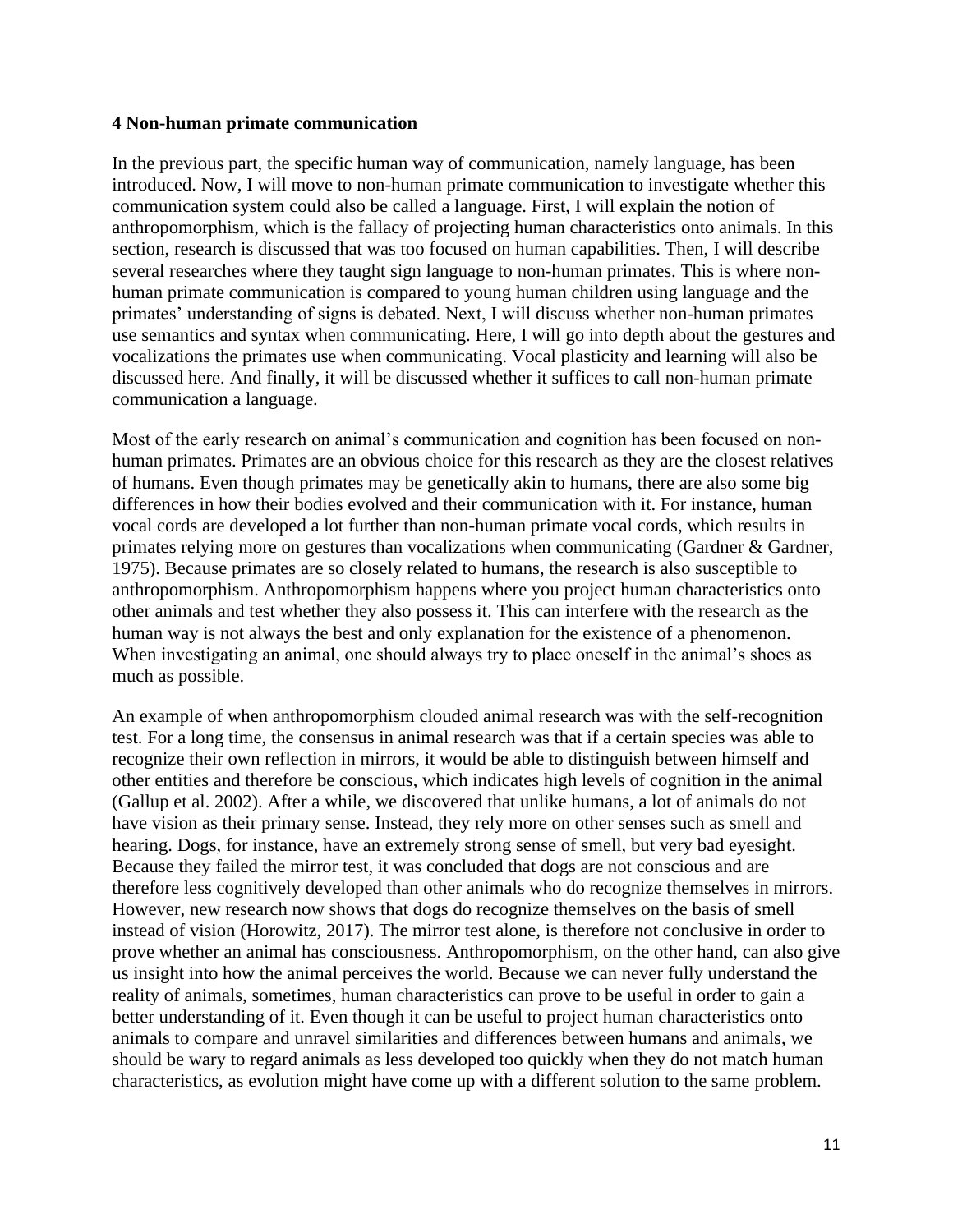## 4 Non-human primate communication

In the previous part, the specific human way of communication, namely language, has been introduced. Now, I will move to non-human primate communication to investigate whether this communication system could also be called a language. First, I will explain the notion of anthropomorphism, which is the fallacy of projecting human characteristics onto animals. In this section, research is discussed that was too focused on human capabilities. Then, I will describe several researches where they taught sign language to non-human primates. This is where non-human primate communication is compared to young human children using language and the primates' understanding of signs is debated. Next, I will discuss whether non-human primates use semantics and syntax when communicating. Here, I will go into depth about the gestures and vocalizations the primates use when communicating. Vocal plasticity and learning will also be discussed here. And finally, it will be discussed whether it suffices to call non-human primate communication a language.

Most of the early research on animal's communication and cognition has been focused on non-human primates. Primates are an obvious choice for this research as they are the closest relatives of humans. Even though primates may be genetically akin to humans, there are also some big differences in how their bodies evolved and their communication with it. For instance, human vocal cords are developed a lot further than non-human primate vocal cords, which results in primates relying more on gestures than vocalizations when communicating (Gardner & Gardner, 1975). Because primates are so closely related to humans, the research is also susceptible to anthropomorphism. Anthropomorphism happens where you project human characteristics onto other animals and test whether they also possess it. This can interfere with the research as the human way is not always the best and only explanation for the existence of a phenomenon. When investigating an animal, one should always try to place oneself in the animal's shoes as much as possible.

An example of when anthropomorphism clouded animal research was with the self-recognition test. For a long time, the consensus in animal research was that if a certain species was able to recognize their own reflection in mirrors, it would be able to distinguish between himself and other entities and therefore be conscious, which indicates high levels of cognition in the animal (Gallup et al. 2002). After a while, we discovered that unlike humans, a lot of animals do not have vision as their primary sense. Instead, they rely more on other senses such as smell and hearing. Dogs, for instance, have an extremely strong sense of smell, but very bad eyesight. Because they failed the mirror test, it was concluded that dogs are not conscious and are therefore less cognitively developed than other animals who do recognize themselves in mirrors. However, new research now shows that dogs do recognize themselves on the basis of smell instead of vision (Horowitz, 2017). The mirror test alone, is therefore not conclusive in order to prove whether an animal has consciousness. Anthropomorphism, on the other hand, can also give us insight into how the animal perceives the world. Because we can never fully understand the reality of animals, sometimes, human characteristics can prove to be useful in order to gain a better understanding of it. Even though it can be useful to project human characteristics onto animals to compare and unravel similarities and differences between humans and animals, we should be wary to regard animals as less developed too quickly when they do not match human characteristics, as evolution might have come up with a different solution to the same problem.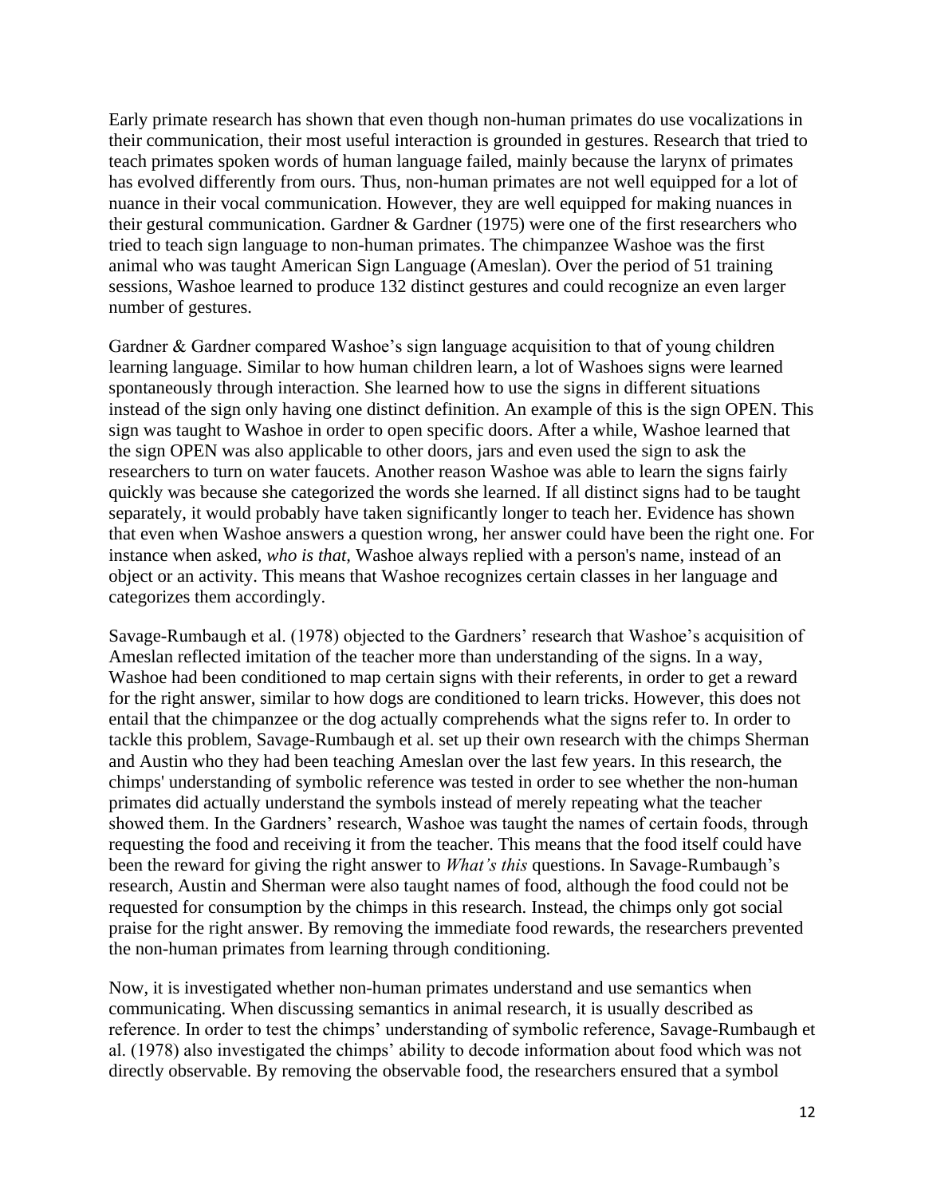Early primate research has shown that even though non-human primates do use vocalizations in their communication, their most useful interaction is grounded in gestures. Research that tried to teach primates spoken words of human language failed, mainly because the larynx of primates has evolved differently from ours. Thus, non-human primates are not well equipped for a lot of nuance in their vocal communication. However, they are well equipped for making nuances in their gestural communication. Gardner & Gardner (1975) were one of the first researchers who tried to teach sign language to non-human primates. The chimpanzee Washoe was the first animal who was taught American Sign Language (Ameslan). Over the period of 51 training sessions, Washoe learned to produce 132 distinct gestures and could recognize an even larger number of gestures.

Gardner & Gardner compared Washoe's sign language acquisition to that of young children learning language. Similar to how human children learn, a lot of Washoes signs were learned spontaneously through interaction. She learned how to use the signs in different situations instead of the sign only having one distinct definition. An example of this is the sign OPEN. This sign was taught to Washoe in order to open specific doors. After a while, Washoe learned that the sign OPEN was also applicable to other doors, jars and even used the sign to ask the researchers to turn on water faucets. Another reason Washoe was able to learn the signs fairly quickly was because she categorized the words she learned. If all distinct signs had to be taught separately, it would probably have taken significantly longer to teach her. Evidence has shown that even when Washoe answers a question wrong, her answer could have been the right one. For instance when asked, *who is that*, Washoe always replied with a person's name, instead of an object or an activity. This means that Washoe recognizes certain classes in her language and categorizes them accordingly.

Savage-Rumbaugh et al. (1978) objected to the Gardners' research that Washoe's acquisition of Ameslan reflected imitation of the teacher more than understanding of the signs. In a way, Washoe had been conditioned to map certain signs with their referents, in order to get a reward for the right answer, similar to how dogs are conditioned to learn tricks. However, this does not entail that the chimpanzee or the dog actually comprehends what the signs refer to. In order to tackle this problem, Savage-Rumbaugh et al. set up their own research with the chimps Sherman and Austin who they had been teaching Ameslan over the last few years. In this research, the chimps' understanding of symbolic reference was tested in order to see whether the non-human primates did actually understand the symbols instead of merely repeating what the teacher showed them. In the Gardners' research, Washoe was taught the names of certain foods, through requesting the food and receiving it from the teacher. This means that the food itself could have been the reward for giving the right answer to *What's this* questions. In Savage-Rumbaugh's research, Austin and Sherman were also taught names of food, although the food could not be requested for consumption by the chimps in this research. Instead, the chimps only got social praise for the right answer. By removing the immediate food rewards, the researchers prevented the non-human primates from learning through conditioning.

Now, it is investigated whether non-human primates understand and use semantics when communicating. When discussing semantics in animal research, it is usually described as reference. In order to test the chimps' understanding of symbolic reference, Savage-Rumbaugh et al. (1978) also investigated the chimps' ability to decode information about food which was not directly observable. By removing the observable food, the researchers ensured that a symbol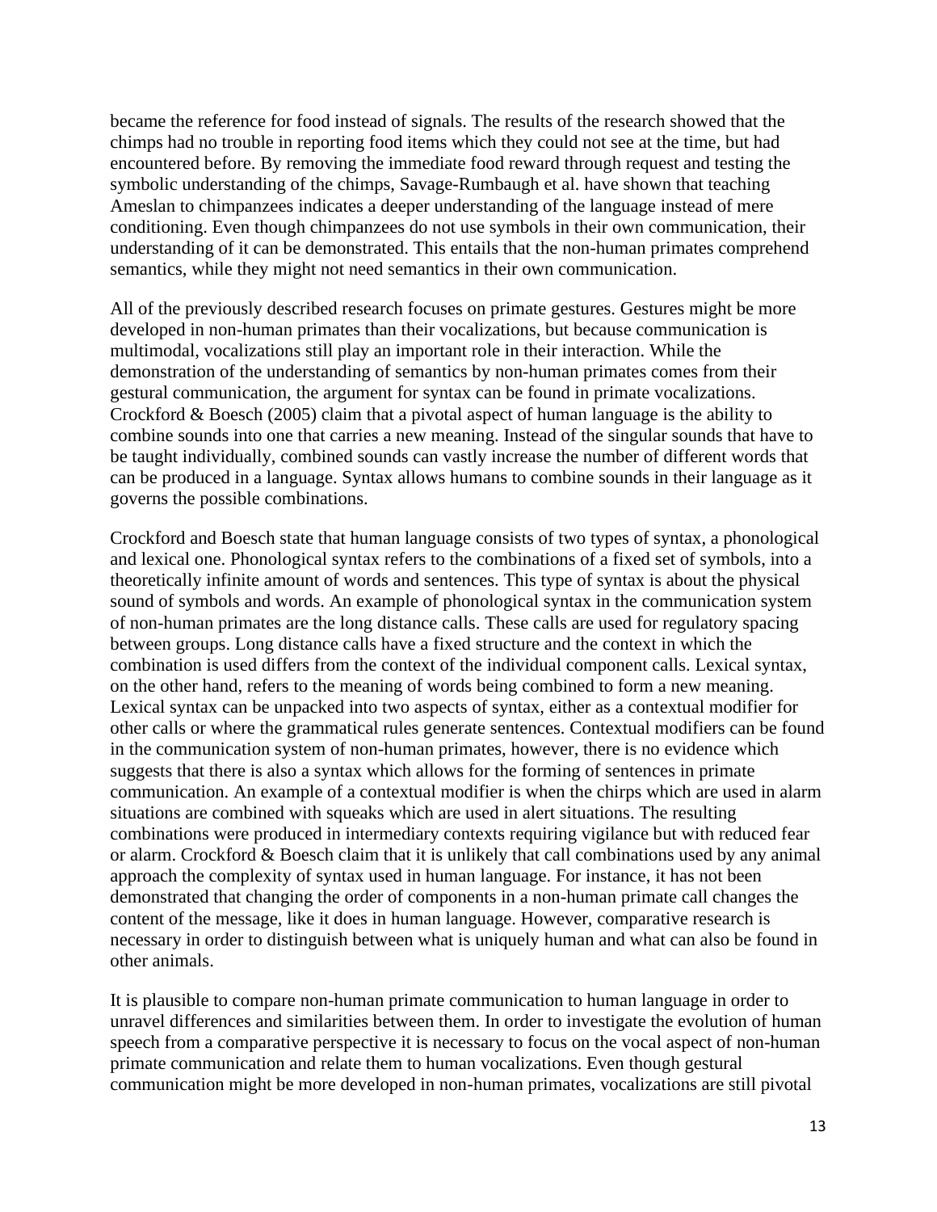became the reference for food instead of signals. The results of the research showed that the chimps had no trouble in reporting food items which they could not see at the time, but had encountered before. By removing the immediate food reward through request and testing the symbolic understanding of the chimps, Savage-Rumbaugh et al. have shown that teaching Ameslan to chimpanzees indicates a deeper understanding of the language instead of mere conditioning. Even though chimpanzees do not use symbols in their own communication, their understanding of it can be demonstrated. This entails that the non-human primates comprehend semantics, while they might not need semantics in their own communication.

All of the previously described research focuses on primate gestures. Gestures might be more developed in non-human primates than their vocalizations, but because communication is multimodal, vocalizations still play an important role in their interaction. While the demonstration of the understanding of semantics by non-human primates comes from their gestural communication, the argument for syntax can be found in primate vocalizations. Crockford & Boesch (2005) claim that a pivotal aspect of human language is the ability to combine sounds into one that carries a new meaning. Instead of the singular sounds that have to be taught individually, combined sounds can vastly increase the number of different words that can be produced in a language. Syntax allows humans to combine sounds in their language as it governs the possible combinations.

Crockford and Boesch state that human language consists of two types of syntax, a phonological and lexical one. Phonological syntax refers to the combinations of a fixed set of symbols, into a theoretically infinite amount of words and sentences. This type of syntax is about the physical sound of symbols and words. An example of phonological syntax in the communication system of non-human primates are the long distance calls. These calls are used for regulatory spacing between groups. Long distance calls have a fixed structure and the context in which the combination is used differs from the context of the individual component calls. Lexical syntax, on the other hand, refers to the meaning of words being combined to form a new meaning. Lexical syntax can be unpacked into two aspects of syntax, either as a contextual modifier for other calls or where the grammatical rules generate sentences. Contextual modifiers can be found in the communication system of non-human primates, however, there is no evidence which suggests that there is also a syntax which allows for the forming of sentences in primate communication. An example of a contextual modifier is when the chirps which are used in alarm situations are combined with squeaks which are used in alert situations. The resulting combinations were produced in intermediary contexts requiring vigilance but with reduced fear or alarm. Crockford & Boesch claim that it is unlikely that call combinations used by any animal approach the complexity of syntax used in human language. For instance, it has not been demonstrated that changing the order of components in a non-human primate call changes the content of the message, like it does in human language. However, comparative research is necessary in order to distinguish between what is uniquely human and what can also be found in other animals.

It is plausible to compare non-human primate communication to human language in order to unravel differences and similarities between them. In order to investigate the evolution of human speech from a comparative perspective it is necessary to focus on the vocal aspect of non-human primate communication and relate them to human vocalizations. Even though gestural communication might be more developed in non-human primates, vocalizations are still pivotal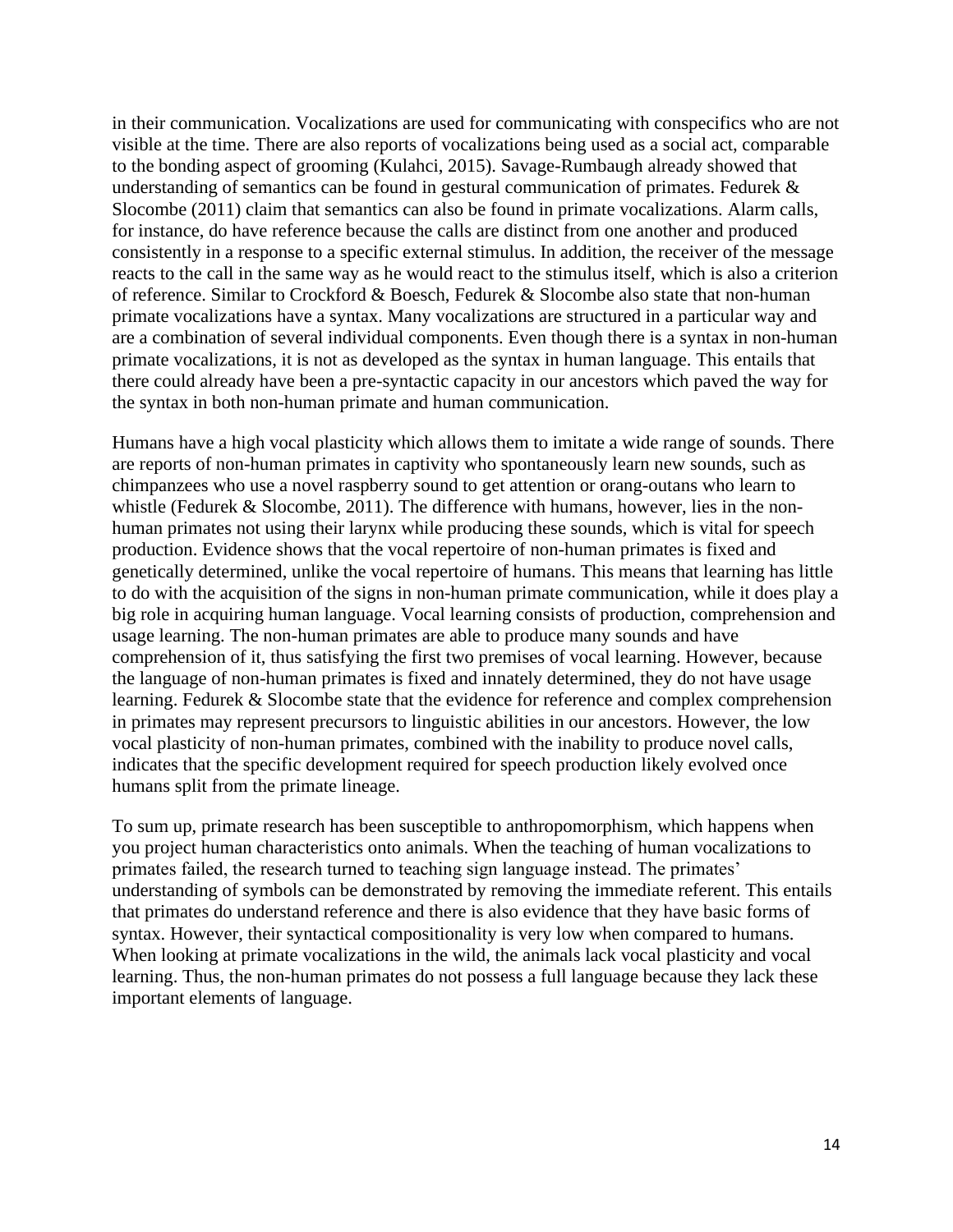in their communication. Vocalizations are used for communicating with conspecifics who are not visible at the time. There are also reports of vocalizations being used as a social act, comparable to the bonding aspect of grooming (Kulahci, 2015). Savage-Rumbaugh already showed that understanding of semantics can be found in gestural communication of primates. Fedurek & Slocombe (2011) claim that semantics can also be found in primate vocalizations. Alarm calls, for instance, do have reference because the calls are distinct from one another and produced consistently in a response to a specific external stimulus. In addition, the receiver of the message reacts to the call in the same way as he would react to the stimulus itself, which is also a criterion of reference. Similar to Crockford & Boesch, Fedurek & Slocombe also state that non-human primate vocalizations have a syntax. Many vocalizations are structured in a particular way and are a combination of several individual components. Even though there is a syntax in non-human primate vocalizations, it is not as developed as the syntax in human language. This entails that there could already have been a pre-syntactic capacity in our ancestors which paved the way for the syntax in both non-human primate and human communication.

Humans have a high vocal plasticity which allows them to imitate a wide range of sounds. There are reports of non-human primates in captivity who spontaneously learn new sounds, such as chimpanzees who use a novel raspberry sound to get attention or orang-outans who learn to whistle (Fedurek & Slocombe, 2011). The difference with humans, however, lies in the non-human primates not using their larynx while producing these sounds, which is vital for speech production. Evidence shows that the vocal repertoire of non-human primates is fixed and genetically determined, unlike the vocal repertoire of humans. This means that learning has little to do with the acquisition of the signs in non-human primate communication, while it does play a big role in acquiring human language. Vocal learning consists of production, comprehension and usage learning. The non-human primates are able to produce many sounds and have comprehension of it, thus satisfying the first two premises of vocal learning. However, because the language of non-human primates is fixed and innately determined, they do not have usage learning. Fedurek & Slocombe state that the evidence for reference and complex comprehension in primates may represent precursors to linguistic abilities in our ancestors. However, the low vocal plasticity of non-human primates, combined with the inability to produce novel calls, indicates that the specific development required for speech production likely evolved once humans split from the primate lineage.

To sum up, primate research has been susceptible to anthropomorphism, which happens when you project human characteristics onto animals. When the teaching of human vocalizations to primates failed, the research turned to teaching sign language instead. The primates' understanding of symbols can be demonstrated by removing the immediate referent. This entails that primates do understand reference and there is also evidence that they have basic forms of syntax. However, their syntactical compositionality is very low when compared to humans. When looking at primate vocalizations in the wild, the animals lack vocal plasticity and vocal learning. Thus, the non-human primates do not possess a full language because they lack these important elements of language.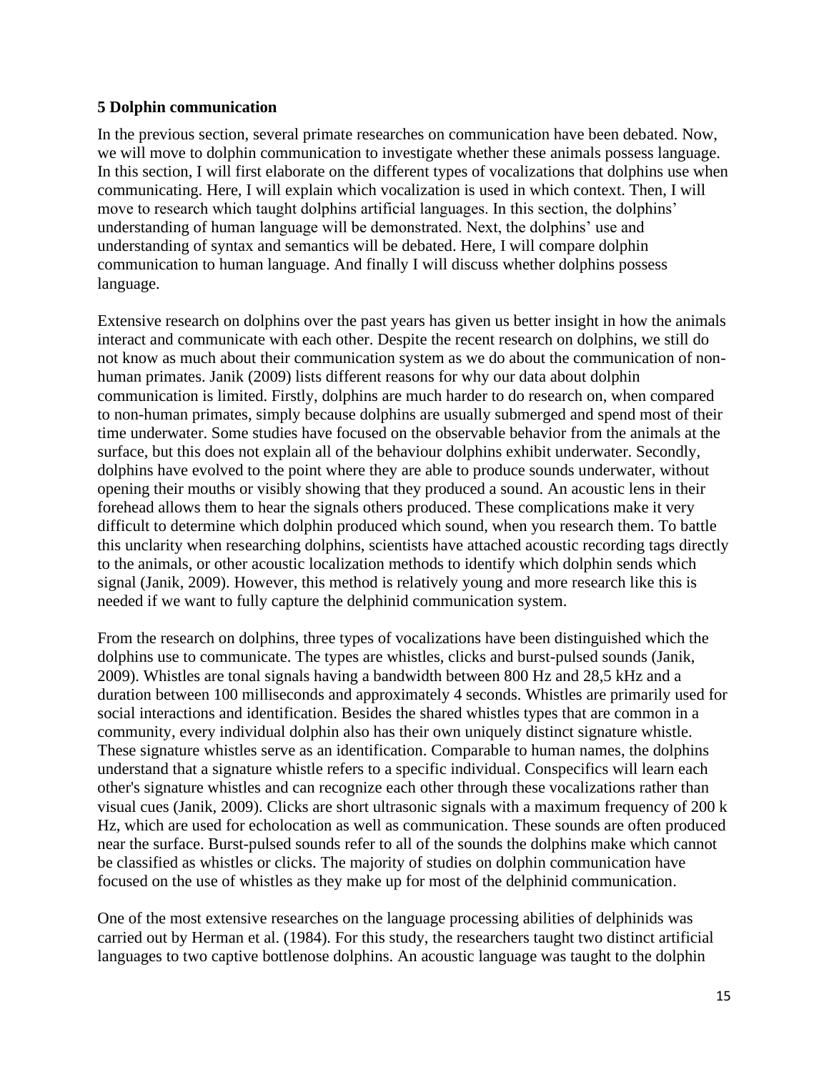## 5 Dolphin communication

In the previous section, several primate researches on communication have been debated. Now, we will move to dolphin communication to investigate whether these animals possess language. In this section, I will first elaborate on the different types of vocalizations that dolphins use when communicating. Here, I will explain which vocalization is used in which context. Then, I will move to research which taught dolphins artificial languages. In this section, the dolphins' understanding of human language will be demonstrated. Next, the dolphins' use and understanding of syntax and semantics will be debated. Here, I will compare dolphin communication to human language. And finally I will discuss whether dolphins possess language.

Extensive research on dolphins over the past years has given us better insight in how the animals interact and communicate with each other. Despite the recent research on dolphins, we still do not know as much about their communication system as we do about the communication of non-human primates. Janik (2009) lists different reasons for why our data about dolphin communication is limited. Firstly, dolphins are much harder to do research on, when compared to non-human primates, simply because dolphins are usually submerged and spend most of their time underwater. Some studies have focused on the observable behavior from the animals at the surface, but this does not explain all of the behaviour dolphins exhibit underwater. Secondly, dolphins have evolved to the point where they are able to produce sounds underwater, without opening their mouths or visibly showing that they produced a sound. An acoustic lens in their forehead allows them to hear the signals others produced. These complications make it very difficult to determine which dolphin produced which sound, when you research them. To battle this unclarity when researching dolphins, scientists have attached acoustic recording tags directly to the animals, or other acoustic localization methods to identify which dolphin sends which signal (Janik, 2009). However, this method is relatively young and more research like this is needed if we want to fully capture the delphinid communication system.

From the research on dolphins, three types of vocalizations have been distinguished which the dolphins use to communicate. The types are whistles, clicks and burst-pulsed sounds (Janik, 2009). Whistles are tonal signals having a bandwidth between 800 Hz and 28,5 kHz and a duration between 100 milliseconds and approximately 4 seconds. Whistles are primarily used for social interactions and identification. Besides the shared whistles types that are common in a community, every individual dolphin also has their own uniquely distinct signature whistle. These signature whistles serve as an identification. Comparable to human names, the dolphins understand that a signature whistle refers to a specific individual. Conspecifics will learn each other's signature whistles and can recognize each other through these vocalizations rather than visual cues (Janik, 2009). Clicks are short ultrasonic signals with a maximum frequency of 200 k Hz, which are used for echolocation as well as communication. These sounds are often produced near the surface. Burst-pulsed sounds refer to all of the sounds the dolphins make which cannot be classified as whistles or clicks. The majority of studies on dolphin communication have focused on the use of whistles as they make up for most of the delphinid communication.

One of the most extensive researches on the language processing abilities of delphinids was carried out by Herman et al. (1984). For this study, the researchers taught two distinct artificial languages to two captive bottlenose dolphins. An acoustic language was taught to the dolphin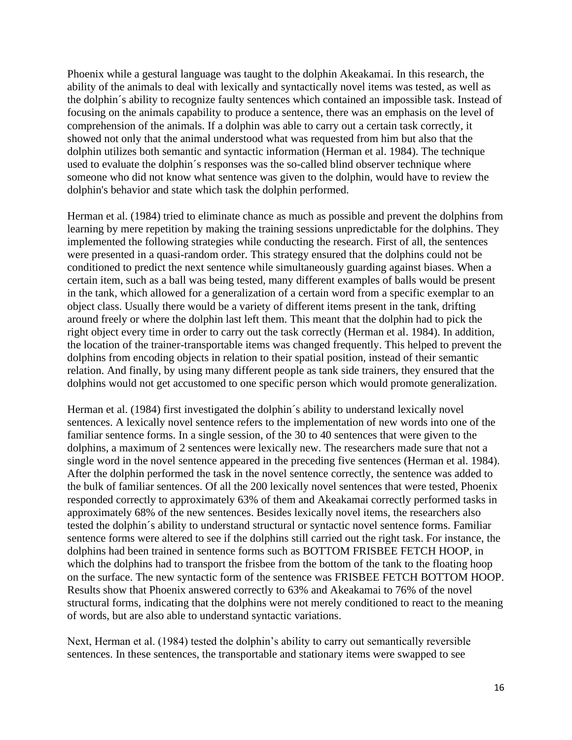Phoenix while a gestural language was taught to the dolphin Akeakamai. In this research, the ability of the animals to deal with lexically and syntactically novel items was tested, as well as the dolphin´s ability to recognize faulty sentences which contained an impossible task. Instead of focusing on the animals capability to produce a sentence, there was an emphasis on the level of comprehension of the animals. If a dolphin was able to carry out a certain task correctly, it showed not only that the animal understood what was requested from him but also that the dolphin utilizes both semantic and syntactic information (Herman et al. 1984). The technique used to evaluate the dolphin´s responses was the so-called blind observer technique where someone who did not know what sentence was given to the dolphin, would have to review the dolphin's behavior and state which task the dolphin performed.

Herman et al. (1984) tried to eliminate chance as much as possible and prevent the dolphins from learning by mere repetition by making the training sessions unpredictable for the dolphins. They implemented the following strategies while conducting the research. First of all, the sentences were presented in a quasi-random order. This strategy ensured that the dolphins could not be conditioned to predict the next sentence while simultaneously guarding against biases. When a certain item, such as a ball was being tested, many different examples of balls would be present in the tank, which allowed for a generalization of a certain word from a specific exemplar to an object class. Usually there would be a variety of different items present in the tank, drifting around freely or where the dolphin last left them. This meant that the dolphin had to pick the right object every time in order to carry out the task correctly (Herman et al. 1984). In addition, the location of the trainer-transportable items was changed frequently. This helped to prevent the dolphins from encoding objects in relation to their spatial position, instead of their semantic relation. And finally, by using many different people as tank side trainers, they ensured that the dolphins would not get accustomed to one specific person which would promote generalization.

Herman et al. (1984) first investigated the dolphin´s ability to understand lexically novel sentences. A lexically novel sentence refers to the implementation of new words into one of the familiar sentence forms. In a single session, of the 30 to 40 sentences that were given to the dolphins, a maximum of 2 sentences were lexically new. The researchers made sure that not a single word in the novel sentence appeared in the preceding five sentences (Herman et al. 1984). After the dolphin performed the task in the novel sentence correctly, the sentence was added to the bulk of familiar sentences. Of all the 200 lexically novel sentences that were tested, Phoenix responded correctly to approximately 63% of them and Akeakamai correctly performed tasks in approximately 68% of the new sentences. Besides lexically novel items, the researchers also tested the dolphin´s ability to understand structural or syntactic novel sentence forms. Familiar sentence forms were altered to see if the dolphins still carried out the right task. For instance, the dolphins had been trained in sentence forms such as BOTTOM FRISBEE FETCH HOOP, in which the dolphins had to transport the frisbee from the bottom of the tank to the floating hoop on the surface. The new syntactic form of the sentence was FRISBEE FETCH BOTTOM HOOP. Results show that Phoenix answered correctly to 63% and Akeakamai to 76% of the novel structural forms, indicating that the dolphins were not merely conditioned to react to the meaning of words, but are also able to understand syntactic variations.

Next, Herman et al. (1984) tested the dolphin's ability to carry out semantically reversible sentences. In these sentences, the transportable and stationary items were swapped to see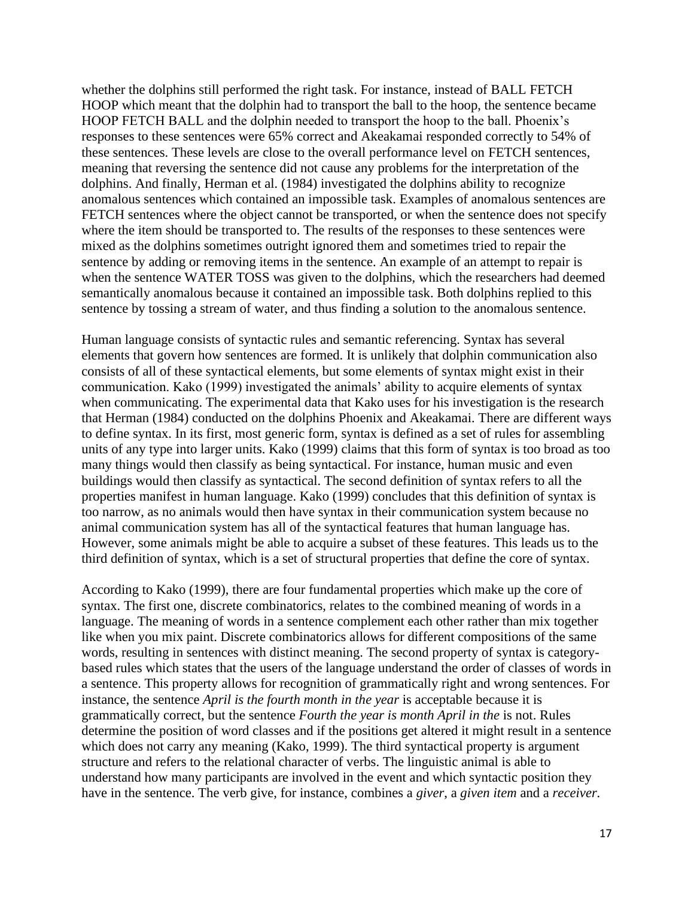whether the dolphins still performed the right task. For instance, instead of BALL FETCH HOOP which meant that the dolphin had to transport the ball to the hoop, the sentence became HOOP FETCH BALL and the dolphin needed to transport the hoop to the ball. Phoenix's responses to these sentences were 65% correct and Akeakamai responded correctly to 54% of these sentences. These levels are close to the overall performance level on FETCH sentences, meaning that reversing the sentence did not cause any problems for the interpretation of the dolphins. And finally, Herman et al. (1984) investigated the dolphins ability to recognize anomalous sentences which contained an impossible task. Examples of anomalous sentences are FETCH sentences where the object cannot be transported, or when the sentence does not specify where the item should be transported to. The results of the responses to these sentences were mixed as the dolphins sometimes outright ignored them and sometimes tried to repair the sentence by adding or removing items in the sentence. An example of an attempt to repair is when the sentence WATER TOSS was given to the dolphins, which the researchers had deemed semantically anomalous because it contained an impossible task. Both dolphins replied to this sentence by tossing a stream of water, and thus finding a solution to the anomalous sentence.

Human language consists of syntactic rules and semantic referencing. Syntax has several elements that govern how sentences are formed. It is unlikely that dolphin communication also consists of all of these syntactical elements, but some elements of syntax might exist in their communication. Kako (1999) investigated the animals' ability to acquire elements of syntax when communicating. The experimental data that Kako uses for his investigation is the research that Herman (1984) conducted on the dolphins Phoenix and Akeakamai. There are different ways to define syntax. In its first, most generic form, syntax is defined as a set of rules for assembling units of any type into larger units. Kako (1999) claims that this form of syntax is too broad as too many things would then classify as being syntactical. For instance, human music and even buildings would then classify as syntactical. The second definition of syntax refers to all the properties manifest in human language. Kako (1999) concludes that this definition of syntax is too narrow, as no animals would then have syntax in their communication system because no animal communication system has all of the syntactical features that human language has. However, some animals might be able to acquire a subset of these features. This leads us to the third definition of syntax, which is a set of structural properties that define the core of syntax.

According to Kako (1999), there are four fundamental properties which make up the core of syntax. The first one, discrete combinatorics, relates to the combined meaning of words in a language. The meaning of words in a sentence complement each other rather than mix together like when you mix paint. Discrete combinatorics allows for different compositions of the same words, resulting in sentences with distinct meaning. The second property of syntax is category-based rules which states that the users of the language understand the order of classes of words in a sentence. This property allows for recognition of grammatically right and wrong sentences. For instance, the sentence *April is the fourth month in the year* is acceptable because it is grammatically correct, but the sentence *Fourth the year is month April in the* is not. Rules determine the position of word classes and if the positions get altered it might result in a sentence which does not carry any meaning (Kako, 1999). The third syntactical property is argument structure and refers to the relational character of verbs. The linguistic animal is able to understand how many participants are involved in the event and which syntactic position they have in the sentence. The verb give, for instance, combines a *giver*, a *given item* and a *receiver.*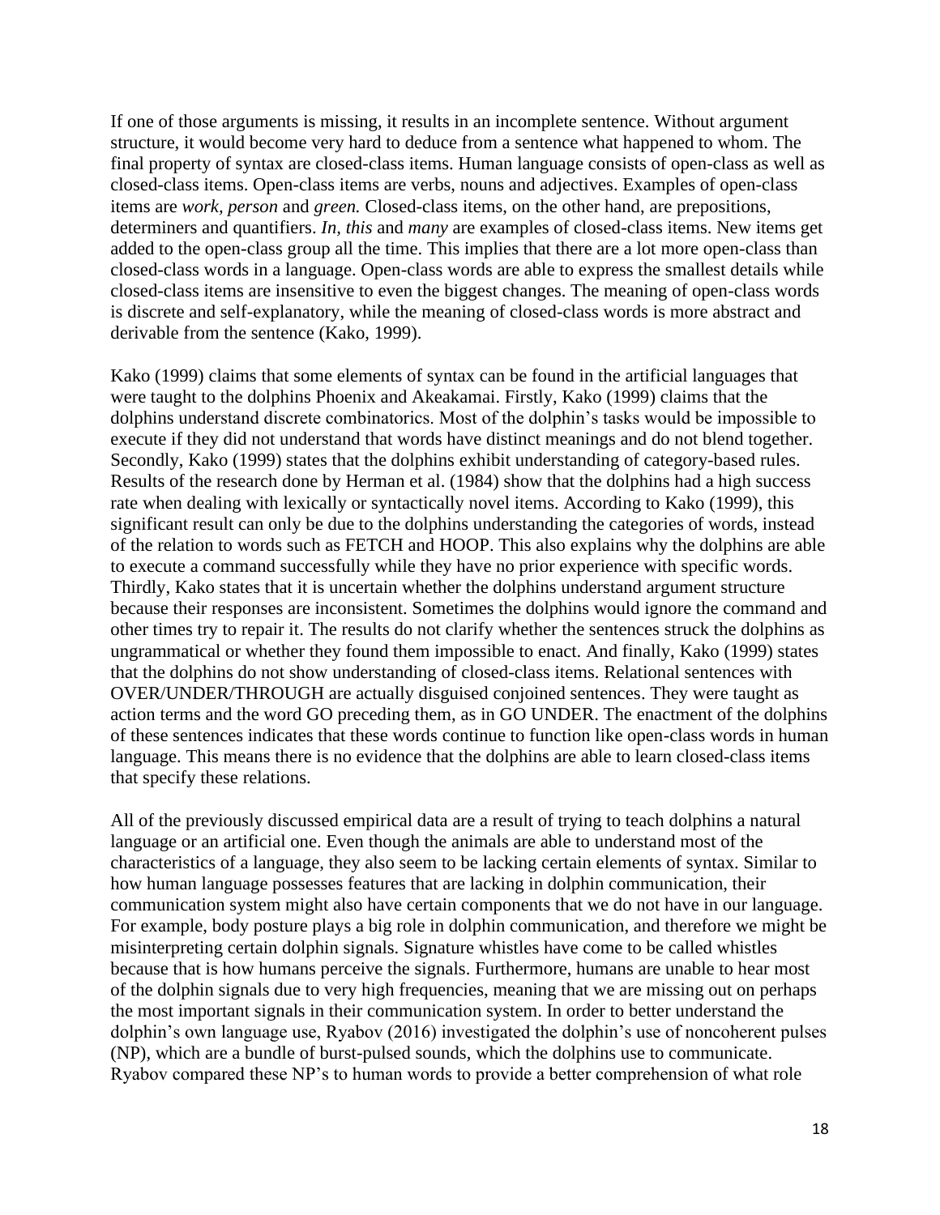If one of those arguments is missing, it results in an incomplete sentence. Without argument structure, it would become very hard to deduce from a sentence what happened to whom. The final property of syntax are closed-class items. Human language consists of open-class as well as closed-class items. Open-class items are verbs, nouns and adjectives. Examples of open-class items are *work, person* and *green.* Closed-class items, on the other hand, are prepositions, determiners and quantifiers. *In, this* and *many* are examples of closed-class items. New items get added to the open-class group all the time. This implies that there are a lot more open-class than closed-class words in a language. Open-class words are able to express the smallest details while closed-class items are insensitive to even the biggest changes. The meaning of open-class words is discrete and self-explanatory, while the meaning of closed-class words is more abstract and derivable from the sentence (Kako, 1999).

Kako (1999) claims that some elements of syntax can be found in the artificial languages that were taught to the dolphins Phoenix and Akeakamai. Firstly, Kako (1999) claims that the dolphins understand discrete combinatorics. Most of the dolphin's tasks would be impossible to execute if they did not understand that words have distinct meanings and do not blend together. Secondly, Kako (1999) states that the dolphins exhibit understanding of category-based rules. Results of the research done by Herman et al. (1984) show that the dolphins had a high success rate when dealing with lexically or syntactically novel items. According to Kako (1999), this significant result can only be due to the dolphins understanding the categories of words, instead of the relation to words such as FETCH and HOOP. This also explains why the dolphins are able to execute a command successfully while they have no prior experience with specific words. Thirdly, Kako states that it is uncertain whether the dolphins understand argument structure because their responses are inconsistent. Sometimes the dolphins would ignore the command and other times try to repair it. The results do not clarify whether the sentences struck the dolphins as ungrammatical or whether they found them impossible to enact. And finally, Kako (1999) states that the dolphins do not show understanding of closed-class items. Relational sentences with OVER/UNDER/THROUGH are actually disguised conjoined sentences. They were taught as action terms and the word GO preceding them, as in GO UNDER. The enactment of the dolphins of these sentences indicates that these words continue to function like open-class words in human language. This means there is no evidence that the dolphins are able to learn closed-class items that specify these relations.

All of the previously discussed empirical data are a result of trying to teach dolphins a natural language or an artificial one. Even though the animals are able to understand most of the characteristics of a language, they also seem to be lacking certain elements of syntax. Similar to how human language possesses features that are lacking in dolphin communication, their communication system might also have certain components that we do not have in our language. For example, body posture plays a big role in dolphin communication, and therefore we might be misinterpreting certain dolphin signals. Signature whistles have come to be called whistles because that is how humans perceive the signals. Furthermore, humans are unable to hear most of the dolphin signals due to very high frequencies, meaning that we are missing out on perhaps the most important signals in their communication system. In order to better understand the dolphin's own language use, Ryabov (2016) investigated the dolphin's use of noncoherent pulses (NP), which are a bundle of burst-pulsed sounds, which the dolphins use to communicate. Ryabov compared these NP's to human words to provide a better comprehension of what role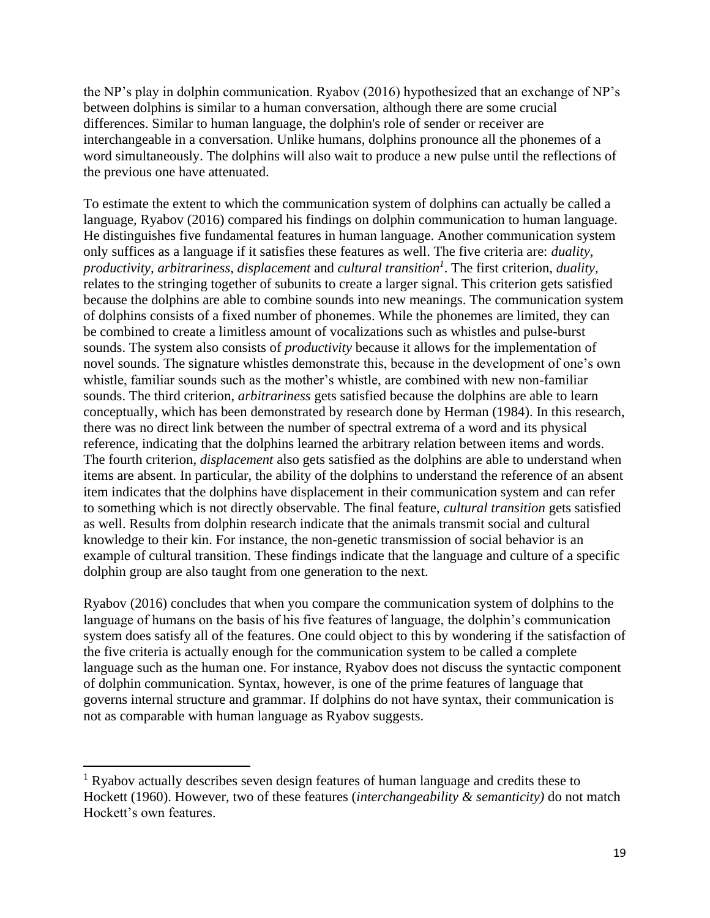the NP's play in dolphin communication. Ryabov (2016) hypothesized that an exchange of NP's between dolphins is similar to a human conversation, although there are some crucial differences. Similar to human language, the dolphin's role of sender or receiver are interchangeable in a conversation. Unlike humans, dolphins pronounce all the phonemes of a word simultaneously. The dolphins will also wait to produce a new pulse until the reflections of the previous one have attenuated.

To estimate the extent to which the communication system of dolphins can actually be called a language, Ryabov (2016) compared his findings on dolphin communication to human language. He distinguishes five fundamental features in human language. Another communication system only suffices as a language if it satisfies these features as well. The five criteria are: *duality*, *productivity*, *arbitrariness*, *displacement* and *cultural transition*[1]. The first criterion, *duality*, relates to the stringing together of subunits to create a larger signal. This criterion gets satisfied because the dolphins are able to combine sounds into new meanings. The communication system of dolphins consists of a fixed number of phonemes. While the phonemes are limited, they can be combined to create a limitless amount of vocalizations such as whistles and pulse-burst sounds. The system also consists of *productivity* because it allows for the implementation of novel sounds. The signature whistles demonstrate this, because in the development of one's own whistle, familiar sounds such as the mother's whistle, are combined with new non-familiar sounds. The third criterion, *arbitrariness* gets satisfied because the dolphins are able to learn conceptually, which has been demonstrated by research done by Herman (1984). In this research, there was no direct link between the number of spectral extrema of a word and its physical reference, indicating that the dolphins learned the arbitrary relation between items and words. The fourth criterion, *displacement* also gets satisfied as the dolphins are able to understand when items are absent. In particular, the ability of the dolphins to understand the reference of an absent item indicates that the dolphins have displacement in their communication system and can refer to something which is not directly observable. The final feature, *cultural transition* gets satisfied as well. Results from dolphin research indicate that the animals transmit social and cultural knowledge to their kin. For instance, the non-genetic transmission of social behavior is an example of cultural transition. These findings indicate that the language and culture of a specific dolphin group are also taught from one generation to the next.

Ryabov (2016) concludes that when you compare the communication system of dolphins to the language of humans on the basis of his five features of language, the dolphin's communication system does satisfy all of the features. One could object to this by wondering if the satisfaction of the five criteria is actually enough for the communication system to be called a complete language such as the human one. For instance, Ryabov does not discuss the syntactic component of dolphin communication. Syntax, however, is one of the prime features of language that governs internal structure and grammar. If dolphins do not have syntax, their communication is not as comparable with human language as Ryabov suggests.

---

[1] Ryabov actually describes seven design features of human language and credits these to Hockett (1960). However, two of these features (*interchangeability & semanticity)* do not match Hockett's own features.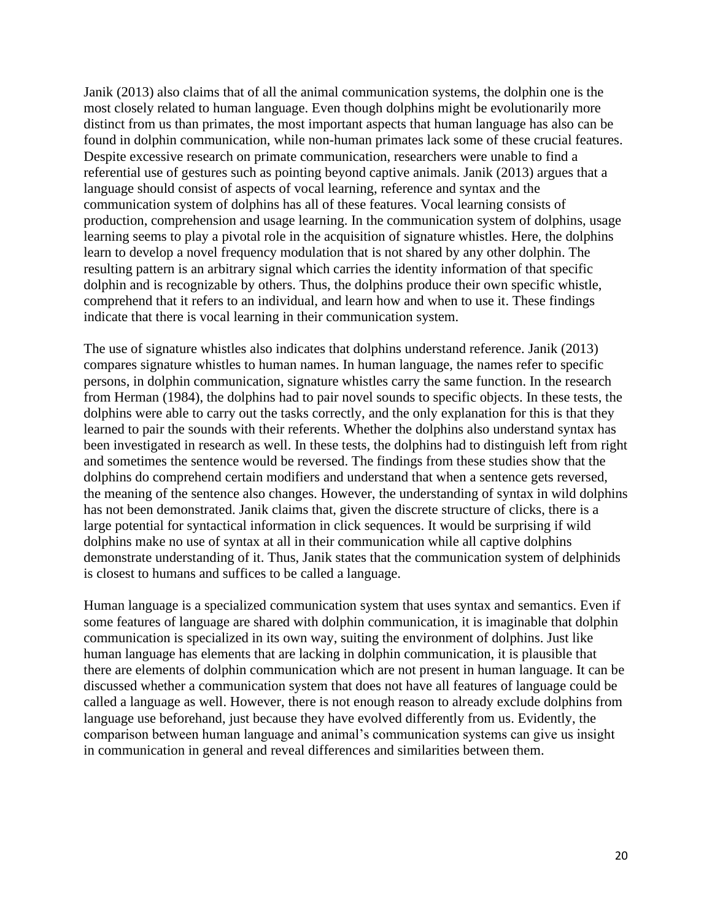Janik (2013) also claims that of all the animal communication systems, the dolphin one is the most closely related to human language. Even though dolphins might be evolutionarily more distinct from us than primates, the most important aspects that human language has also can be found in dolphin communication, while non-human primates lack some of these crucial features. Despite excessive research on primate communication, researchers were unable to find a referential use of gestures such as pointing beyond captive animals. Janik (2013) argues that a language should consist of aspects of vocal learning, reference and syntax and the communication system of dolphins has all of these features. Vocal learning consists of production, comprehension and usage learning. In the communication system of dolphins, usage learning seems to play a pivotal role in the acquisition of signature whistles. Here, the dolphins learn to develop a novel frequency modulation that is not shared by any other dolphin. The resulting pattern is an arbitrary signal which carries the identity information of that specific dolphin and is recognizable by others. Thus, the dolphins produce their own specific whistle, comprehend that it refers to an individual, and learn how and when to use it. These findings indicate that there is vocal learning in their communication system.

The use of signature whistles also indicates that dolphins understand reference. Janik (2013) compares signature whistles to human names. In human language, the names refer to specific persons, in dolphin communication, signature whistles carry the same function. In the research from Herman (1984), the dolphins had to pair novel sounds to specific objects. In these tests, the dolphins were able to carry out the tasks correctly, and the only explanation for this is that they learned to pair the sounds with their referents. Whether the dolphins also understand syntax has been investigated in research as well. In these tests, the dolphins had to distinguish left from right and sometimes the sentence would be reversed. The findings from these studies show that the dolphins do comprehend certain modifiers and understand that when a sentence gets reversed, the meaning of the sentence also changes. However, the understanding of syntax in wild dolphins has not been demonstrated. Janik claims that, given the discrete structure of clicks, there is a large potential for syntactical information in click sequences. It would be surprising if wild dolphins make no use of syntax at all in their communication while all captive dolphins demonstrate understanding of it. Thus, Janik states that the communication system of delphinids is closest to humans and suffices to be called a language.

Human language is a specialized communication system that uses syntax and semantics. Even if some features of language are shared with dolphin communication, it is imaginable that dolphin communication is specialized in its own way, suiting the environment of dolphins. Just like human language has elements that are lacking in dolphin communication, it is plausible that there are elements of dolphin communication which are not present in human language. It can be discussed whether a communication system that does not have all features of language could be called a language as well. However, there is not enough reason to already exclude dolphins from language use beforehand, just because they have evolved differently from us. Evidently, the comparison between human language and animal's communication systems can give us insight in communication in general and reveal differences and similarities between them.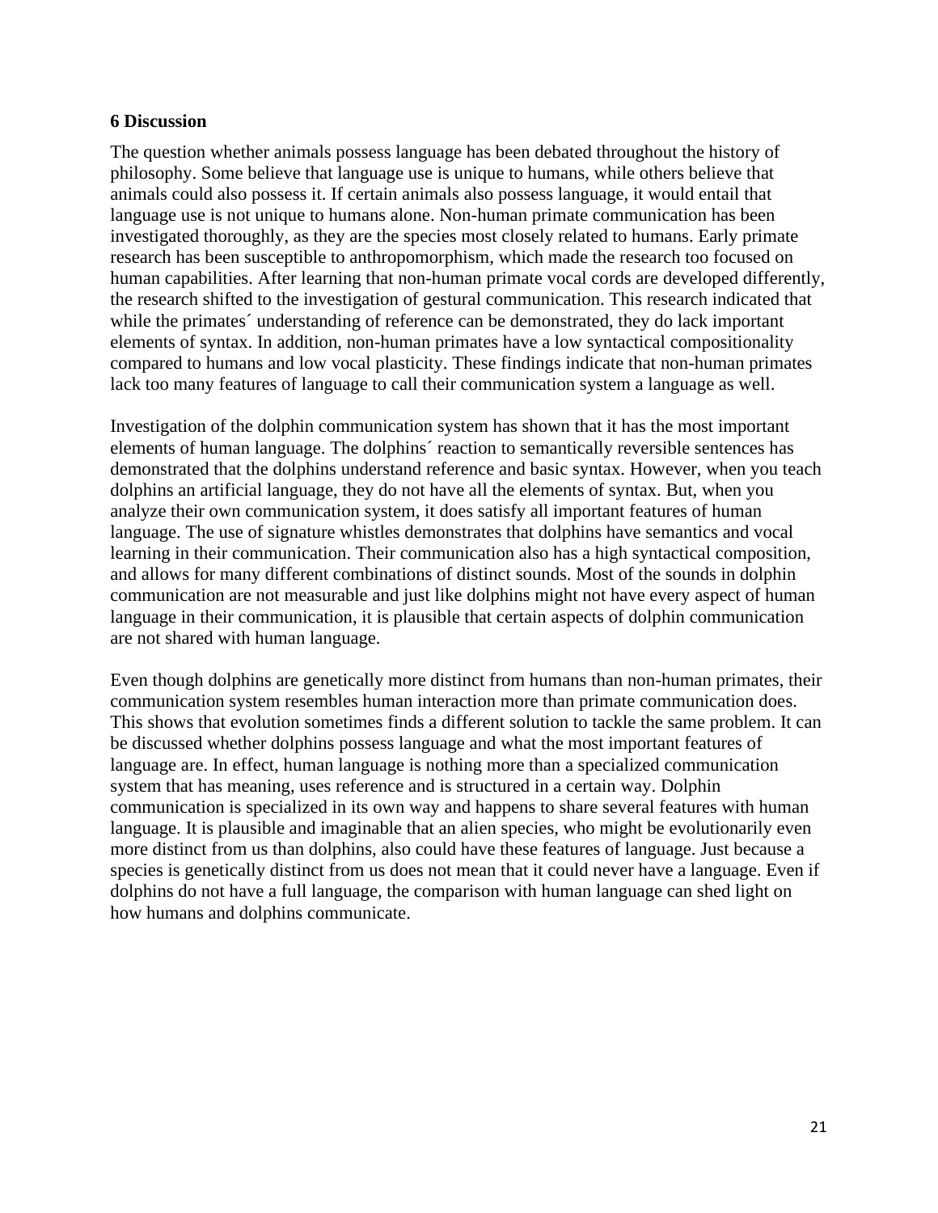## 6 Discussion

The question whether animals possess language has been debated throughout the history of philosophy. Some believe that language use is unique to humans, while others believe that animals could also possess it. If certain animals also possess language, it would entail that language use is not unique to humans alone. Non-human primate communication has been investigated thoroughly, as they are the species most closely related to humans. Early primate research has been susceptible to anthropomorphism, which made the research too focused on human capabilities. After learning that non-human primate vocal cords are developed differently, the research shifted to the investigation of gestural communication. This research indicated that while the primates´ understanding of reference can be demonstrated, they do lack important elements of syntax. In addition, non-human primates have a low syntactical compositionality compared to humans and low vocal plasticity. These findings indicate that non-human primates lack too many features of language to call their communication system a language as well.

Investigation of the dolphin communication system has shown that it has the most important elements of human language. The dolphins´ reaction to semantically reversible sentences has demonstrated that the dolphins understand reference and basic syntax. However, when you teach dolphins an artificial language, they do not have all the elements of syntax. But, when you analyze their own communication system, it does satisfy all important features of human language. The use of signature whistles demonstrates that dolphins have semantics and vocal learning in their communication. Their communication also has a high syntactical composition, and allows for many different combinations of distinct sounds. Most of the sounds in dolphin communication are not measurable and just like dolphins might not have every aspect of human language in their communication, it is plausible that certain aspects of dolphin communication are not shared with human language.

Even though dolphins are genetically more distinct from humans than non-human primates, their communication system resembles human interaction more than primate communication does. This shows that evolution sometimes finds a different solution to tackle the same problem. It can be discussed whether dolphins possess language and what the most important features of language are. In effect, human language is nothing more than a specialized communication system that has meaning, uses reference and is structured in a certain way. Dolphin communication is specialized in its own way and happens to share several features with human language. It is plausible and imaginable that an alien species, who might be evolutionarily even more distinct from us than dolphins, also could have these features of language. Just because a species is genetically distinct from us does not mean that it could never have a language. Even if dolphins do not have a full language, the comparison with human language can shed light on how humans and dolphins communicate.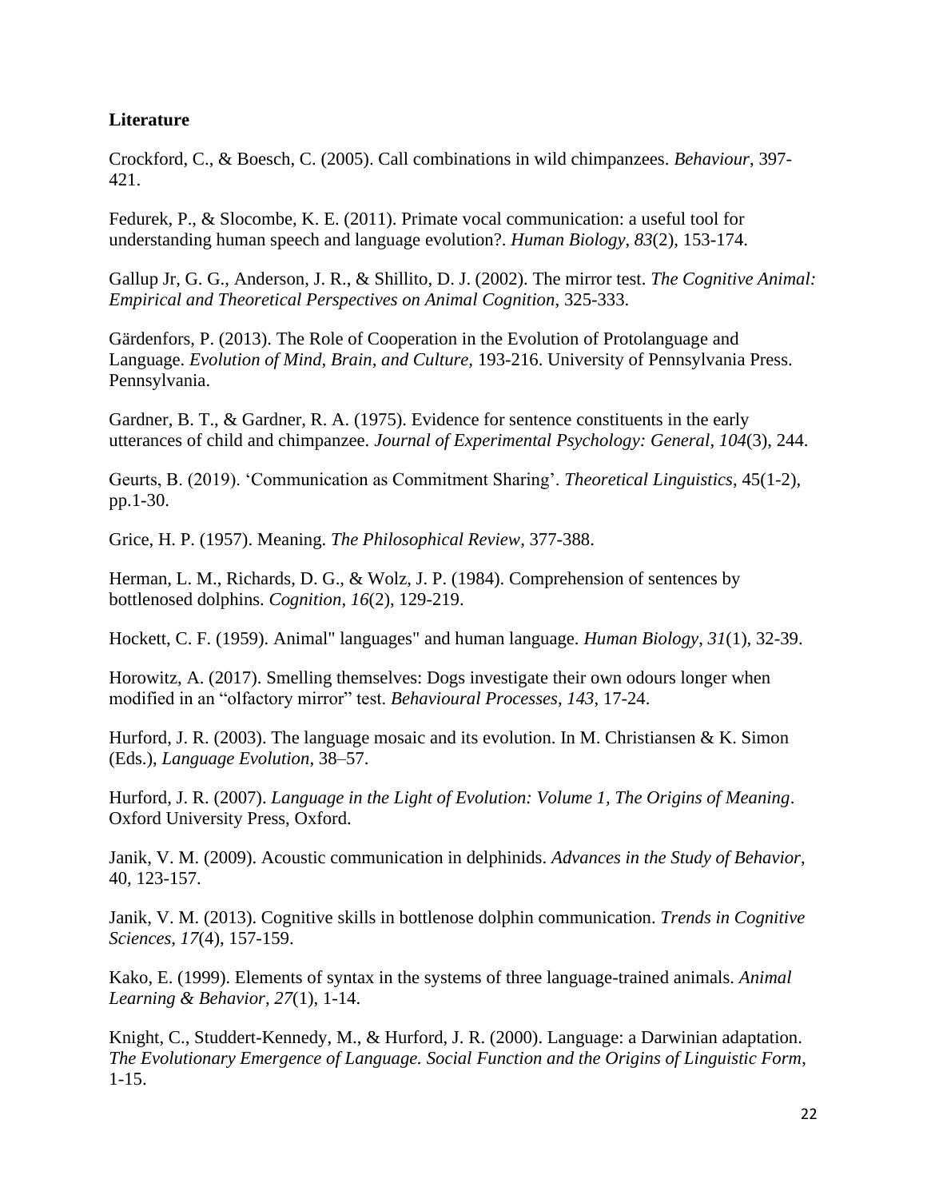**Literature**

Crockford, C., & Boesch, C. (2005). Call combinations in wild chimpanzees. *Behaviour*, 397-421.

Fedurek, P., & Slocombe, K. E. (2011). Primate vocal communication: a useful tool for understanding human speech and language evolution?. *Human Biology*, *83*(2), 153-174.

Gallup Jr, G. G., Anderson, J. R., & Shillito, D. J. (2002). The mirror test. *The Cognitive Animal: Empirical and Theoretical Perspectives on Animal Cognition*, 325-333.

Gärdenfors, P. (2013). The Role of Cooperation in the Evolution of Protolanguage and Language. *Evolution of Mind, Brain, and Culture,* 193-216. University of Pennsylvania Press. Pennsylvania.

Gardner, B. T., & Gardner, R. A. (1975). Evidence for sentence constituents in the early utterances of child and chimpanzee. *Journal of Experimental Psychology: General*, *104*(3), 244.

Geurts, B. (2019). 'Communication as Commitment Sharing'. *Theoretical Linguistics*, 45(1-2), pp.1-30.

Grice, H. P. (1957). Meaning. *The Philosophical Review*, 377-388.

Herman, L. M., Richards, D. G., & Wolz, J. P. (1984). Comprehension of sentences by bottlenosed dolphins. *Cognition*, *16*(2), 129-219.

Hockett, C. F. (1959). Animal" languages" and human language. *Human Biology*, *31*(1), 32-39.

Horowitz, A. (2017). Smelling themselves: Dogs investigate their own odours longer when modified in an "olfactory mirror" test. *Behavioural Processes*, *143*, 17-24.

Hurford, J. R. (2003). The language mosaic and its evolution. In M. Christiansen & K. Simon (Eds.), *Language Evolution*, 38–57.

Hurford, J. R. (2007). *Language in the Light of Evolution: Volume 1, The Origins of Meaning*. Oxford University Press, Oxford.

Janik, V. M. (2009). Acoustic communication in delphinids. *Advances in the Study of Behavior*, 40, 123-157.

Janik, V. M. (2013). Cognitive skills in bottlenose dolphin communication. *Trends in Cognitive Sciences*, *17*(4), 157-159.

Kako, E. (1999). Elements of syntax in the systems of three language-trained animals. *Animal Learning & Behavior*, *27*(1), 1-14.

Knight, C., Studdert-Kennedy, M., & Hurford, J. R. (2000). Language: a Darwinian adaptation. *The Evolutionary Emergence of Language. Social Function and the Origins of Linguistic Form*, 1-15.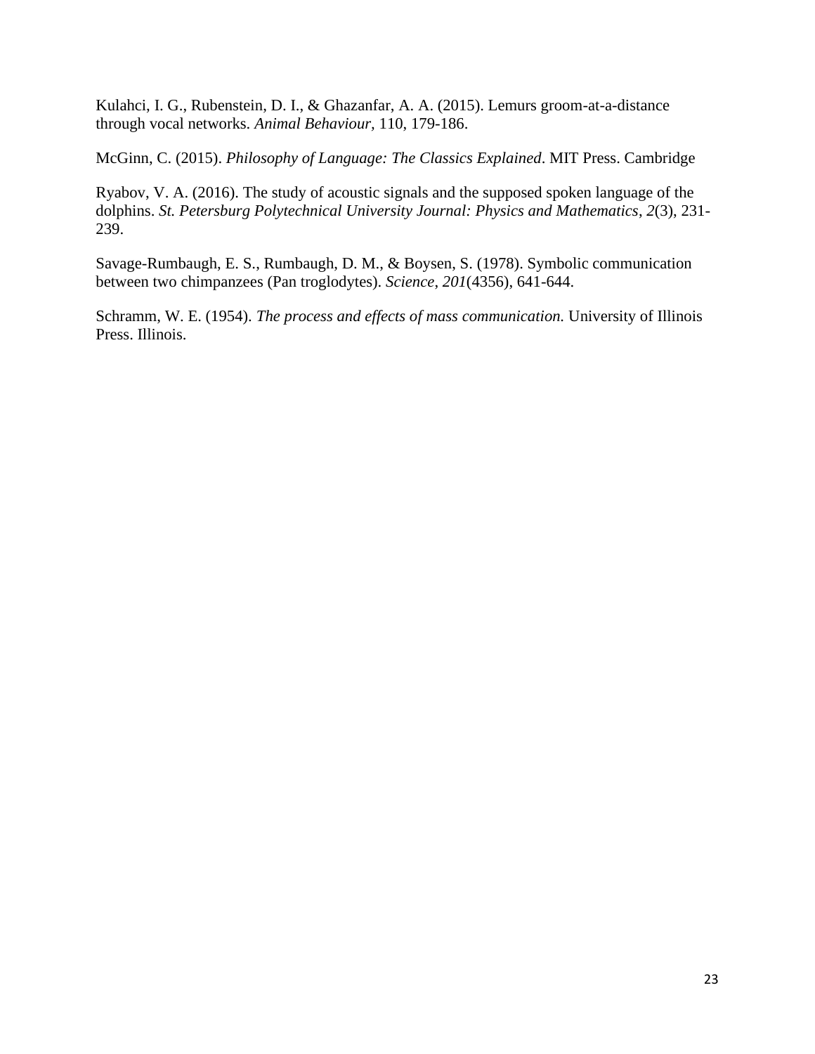Kulahci, I. G., Rubenstein, D. I., & Ghazanfar, A. A. (2015). Lemurs groom-at-a-distance through vocal networks. *Animal Behaviour,* 110, 179-186.

McGinn, C. (2015). *Philosophy of Language: The Classics Explained*. MIT Press. Cambridge

Ryabov, V. A. (2016). The study of acoustic signals and the supposed spoken language of the dolphins. *St. Petersburg Polytechnical University Journal: Physics and Mathematics*, *2*(3), 231-239.

Savage-Rumbaugh, E. S., Rumbaugh, D. M., & Boysen, S. (1978). Symbolic communication between two chimpanzees (Pan troglodytes). *Science*, *201*(4356), 641-644.

Schramm, W. E. (1954). *The process and effects of mass communication.* University of Illinois Press. Illinois.